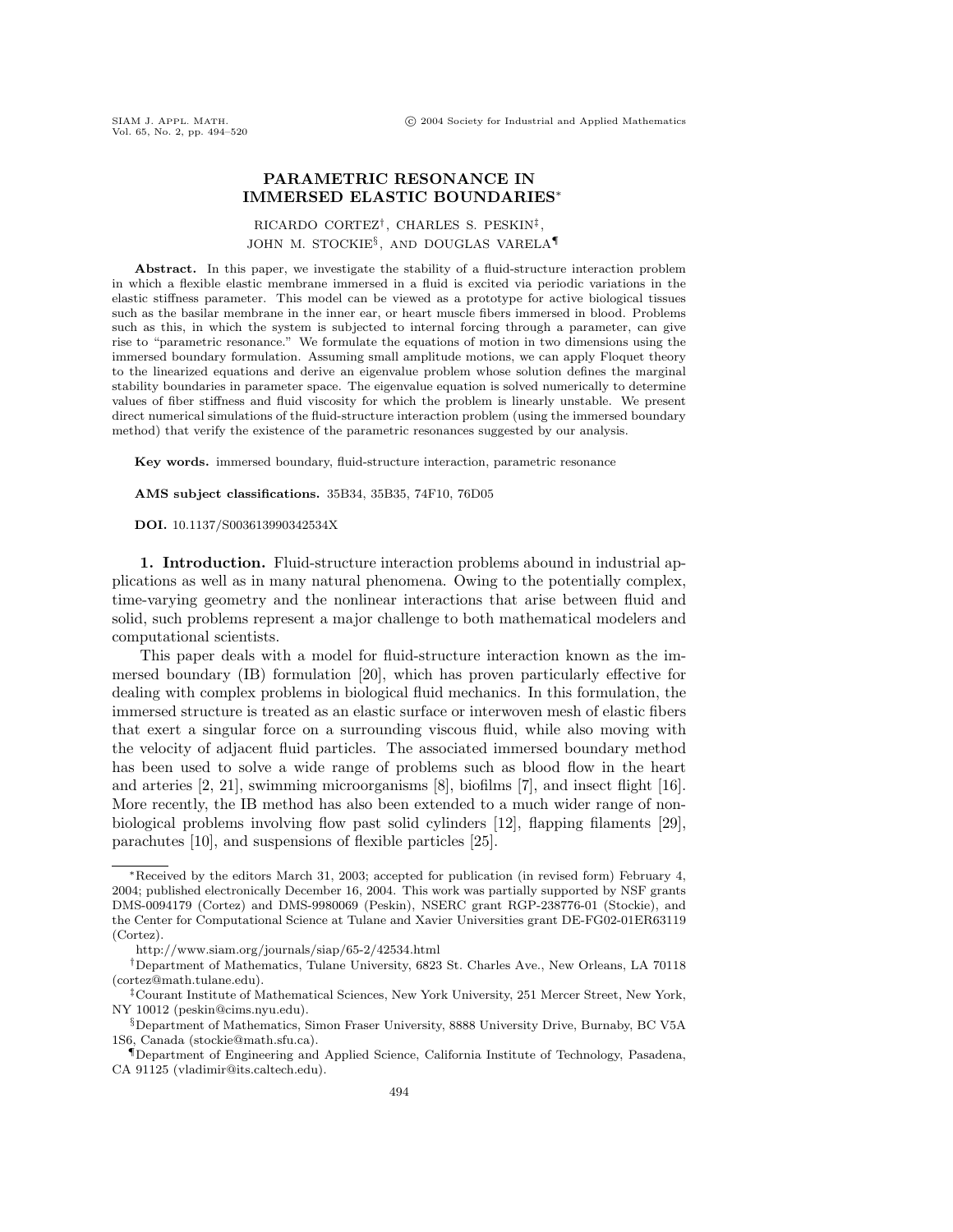# PARAMETRIC RESONANCE IN IMMERSED ELASTIC BOUNDARIES*

RICARDO CORTEZ†, CHARLES S. PESKIN‡, JOHN M. STOCKIE§, AND DOUGLAS VARELA¶

**Abstract.** In this paper, we investigate the stability of a fluid-structure interaction problem in which a flexible elastic membrane immersed in a fluid is excited via periodic variations in the elastic stiffness parameter. This model can be viewed as a prototype for active biological tissues such as the basilar membrane in the inner ear, or heart muscle fibers immersed in blood. Problems such as this, in which the system is subjected to internal forcing through a parameter, can give rise to "parametric resonance." We formulate the equations of motion in two dimensions using the immersed boundary formulation. Assuming small amplitude motions, we can apply Floquet theory to the linearized equations and derive an eigenvalue problem whose solution defines the marginal stability boundaries in parameter space. The eigenvalue equation is solved numerically to determine values of fiber stiffness and fluid viscosity for which the problem is linearly unstable. We present direct numerical simulations of the fluid-structure interaction problem (using the immersed boundary method) that verify the existence of the parametric resonances suggested by our analysis.

**Key words.** immersed boundary, fluid-structure interaction, parametric resonance

**AMS subject classifications.** 35B34, 35B35, 74F10, 76D05

**DOI.** 10.1137/S003613990342534X

## 1. Introduction.

Fluid-structure interaction problems abound in industrial applications as well as in many natural phenomena. Owing to the potentially complex, time-varying geometry and the nonlinear interactions that arise between fluid and solid, such problems represent a major challenge to both mathematical modelers and computational scientists.

This paper deals with a model for fluid-structure interaction known as the immersed boundary (IB) formulation [20], which has proven particularly effective for dealing with complex problems in biological fluid mechanics. In this formulation, the immersed structure is treated as an elastic surface or interwoven mesh of elastic fibers that exert a singular force on a surrounding viscous fluid, while also moving with the velocity of adjacent fluid particles. The associated immersed boundary method has been used to solve a wide range of problems such as blood flow in the heart and arteries [2, 21], swimming microorganisms [8], biofilms [7], and insect flight [16]. More recently, the IB method has also been extended to a much wider range of non-biological problems involving flow past solid cylinders [12], flapping filaments [29], parachutes [10], and suspensions of flexible particles [25].

---

*Received by the editors March 31, 2003; accepted for publication (in revised form) February 4, 2004; published electronically December 16, 2004. This work was partially supported by NSF grants DMS-0094179 (Cortez) and DMS-9980069 (Peskin), NSERC grant RGP-238776-01 (Stockie), and the Center for Computational Science at Tulane and Xavier Universities grant DE-FG02-01ER63119 (Cortez).

http://www.siam.org/journals/siap/65-2/42534.html

†Department of Mathematics, Tulane University, 6823 St. Charles Ave., New Orleans, LA 70118 (cortez@math.tulane.edu).

‡Courant Institute of Mathematical Sciences, New York University, 251 Mercer Street, New York, NY 10012 (peskin@cims.nyu.edu).

§Department of Mathematics, Simon Fraser University, 8888 University Drive, Burnaby, BC V5A 1S6, Canada (stockie@math.sfu.ca).

¶Department of Engineering and Applied Science, California Institute of Technology, Pasadena, CA 91125 (vladimir@its.caltech.edu).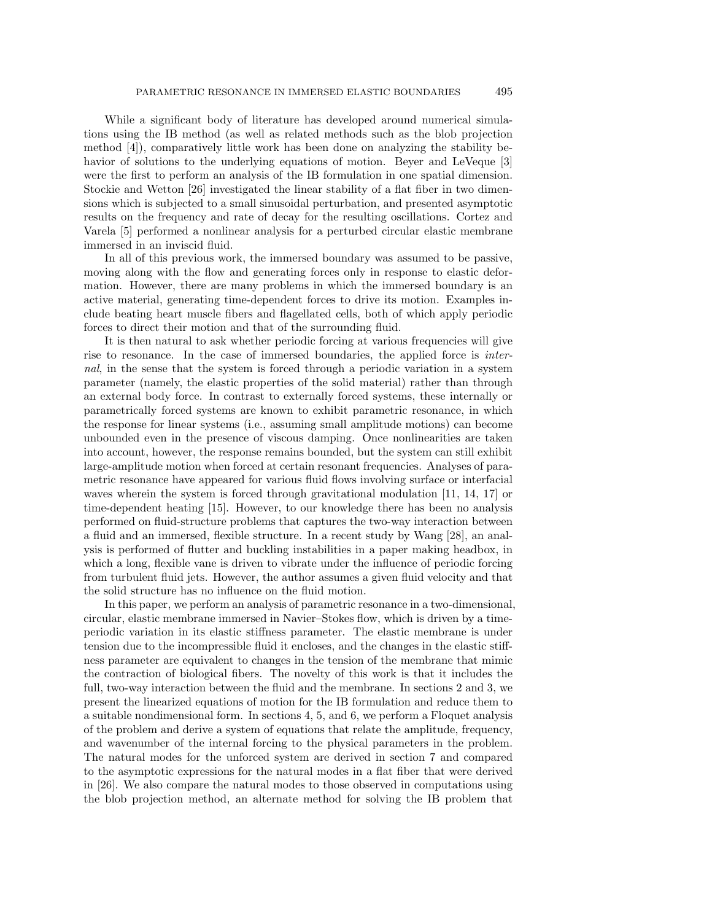While a significant body of literature has developed around numerical simulations using the IB method (as well as related methods such as the blob projection method [4]), comparatively little work has been done on analyzing the stability behavior of solutions to the underlying equations of motion. Beyer and LeVeque [3] were the first to perform an analysis of the IB formulation in one spatial dimension. Stockie and Wetton [26] investigated the linear stability of a flat fiber in two dimensions which is subjected to a small sinusoidal perturbation, and presented asymptotic results on the frequency and rate of decay for the resulting oscillations. Cortez and Varela [5] performed a nonlinear analysis for a perturbed circular elastic membrane immersed in an inviscid fluid.

In all of this previous work, the immersed boundary was assumed to be passive, moving along with the flow and generating forces only in response to elastic deformation. However, there are many problems in which the immersed boundary is an active material, generating time-dependent forces to drive its motion. Examples include beating heart muscle fibers and flagellated cells, both of which apply periodic forces to direct their motion and that of the surrounding fluid.

It is then natural to ask whether periodic forcing at various frequencies will give rise to resonance. In the case of immersed boundaries, the applied force is *internal*, in the sense that the system is forced through a periodic variation in a system parameter (namely, the elastic properties of the solid material) rather than through an external body force. In contrast to externally forced systems, these internally or parametrically forced systems are known to exhibit parametric resonance, in which the response for linear systems (i.e., assuming small amplitude motions) can become unbounded even in the presence of viscous damping. Once nonlinearities are taken into account, however, the response remains bounded, but the system can still exhibit large-amplitude motion when forced at certain resonant frequencies. Analyses of parametric resonance have appeared for various fluid flows involving surface or interfacial waves wherein the system is forced through gravitational modulation [11, 14, 17] or time-dependent heating [15]. However, to our knowledge there has been no analysis performed on fluid-structure problems that captures the two-way interaction between a fluid and an immersed, flexible structure. In a recent study by Wang [28], an analysis is performed of flutter and buckling instabilities in a paper making headbox, in which a long, flexible vane is driven to vibrate under the influence of periodic forcing from turbulent fluid jets. However, the author assumes a given fluid velocity and that the solid structure has no influence on the fluid motion.

In this paper, we perform an analysis of parametric resonance in a two-dimensional, circular, elastic membrane immersed in Navier–Stokes flow, which is driven by a time-periodic variation in its elastic stiffness parameter. The elastic membrane is under tension due to the incompressible fluid it encloses, and the changes in the elastic stiffness parameter are equivalent to changes in the tension of the membrane that mimic the contraction of biological fibers. The novelty of this work is that it includes the full, two-way interaction between the fluid and the membrane. In sections 2 and 3, we present the linearized equations of motion for the IB formulation and reduce them to a suitable nondimensional form. In sections 4, 5, and 6, we perform a Floquet analysis of the problem and derive a system of equations that relate the amplitude, frequency, and wavenumber of the internal forcing to the physical parameters in the problem. The natural modes for the unforced system are derived in section 7 and compared to the asymptotic expressions for the natural modes in a flat fiber that were derived in [26]. We also compare the natural modes to those observed in computations using the blob projection method, an alternate method for solving the IB problem that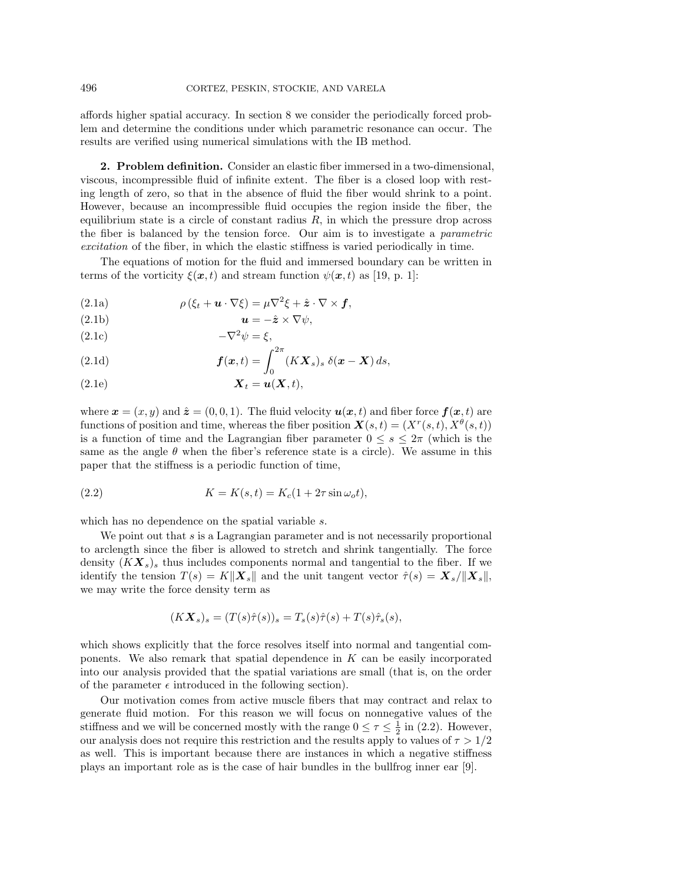affords higher spatial accuracy. In section 8 we consider the periodically forced problem and determine the conditions under which parametric resonance can occur. The results are verified using numerical simulations with the IB method.

## 2. Problem definition.

Consider an elastic fiber immersed in a two-dimensional, viscous, incompressible fluid of infinite extent. The fiber is a closed loop with resting length of zero, so that in the absence of fluid the fiber would shrink to a point. However, because an incompressible fluid occupies the region inside the fiber, the equilibrium state is a circle of constant radius $R$, in which the pressure drop across the fiber is balanced by the tension force. Our aim is to investigate a *parametric excitation* of the fiber, in which the elastic stiffness is varied periodically in time.

The equations of motion for the fluid and immersed boundary can be written in terms of the vorticity $\xi(\boldsymbol{x}, t)$ and stream function $\psi(\boldsymbol{x}, t)$ as [19, p. 1]:

$$\rho\left(\xi_t + \boldsymbol{u} \cdot \nabla \xi\right) = \mu \nabla^2 \xi + \hat{\boldsymbol{z}} \cdot \nabla \times \boldsymbol{f}, \tag{2.1a}$$

$$\boldsymbol{u} = -\hat{\boldsymbol{z}} \times \nabla \psi, \tag{2.1b}$$

$$-\nabla^2 \psi = \xi, \tag{2.1c}$$

$$\boldsymbol{f}(\boldsymbol{x}, t) = \int_0^{2\pi} (K \boldsymbol{X}_s)_s \, \delta(\boldsymbol{x} - \boldsymbol{X}) \, ds, \tag{2.1d}$$

$$\boldsymbol{X}_t = \boldsymbol{u}(\boldsymbol{X}, t), \tag{2.1e}$$

where $\boldsymbol{x} = (x, y)$ and $\hat{\boldsymbol{z}} = (0, 0, 1)$. The fluid velocity $\boldsymbol{u}(\boldsymbol{x}, t)$ and fiber force $\boldsymbol{f}(\boldsymbol{x}, t)$ are functions of position and time, whereas the fiber position $\boldsymbol{X}(s, t) = (X^r(s, t), X^\theta(s, t))$ is a function of time and the Lagrangian fiber parameter $0 \le s \le 2\pi$ (which is the same as the angle $\theta$ when the fiber's reference state is a circle). We assume in this paper that the stiffness is a periodic function of time,

$$K = K(s, t) = K_c(1 + 2\tau \sin \omega_o t), \tag{2.2}$$

which has no dependence on the spatial variable $s$.

We point out that $s$ is a Lagrangian parameter and is not necessarily proportional to arclength since the fiber is allowed to stretch and shrink tangentially. The force density $(K\boldsymbol{X}_s)_s$ thus includes components normal and tangential to the fiber. If we identify the tension $T(s) = K\|\boldsymbol{X}_s\|$ and the unit tangent vector $\hat{\tau}(s) = \boldsymbol{X}_s / \|\boldsymbol{X}_s\|$, we may write the force density term as

$$(K\boldsymbol{X}_s)_s = (T(s)\hat{\tau}(s))_s = T_s(s)\hat{\tau}(s) + T(s)\hat{\tau}_s(s),$$

which shows explicitly that the force resolves itself into normal and tangential components. We also remark that spatial dependence in $K$ can be easily incorporated into our analysis provided that the spatial variations are small (that is, on the order of the parameter $\epsilon$ introduced in the following section).

Our motivation comes from active muscle fibers that may contract and relax to generate fluid motion. For this reason we will focus on nonnegative values of the stiffness and we will be concerned mostly with the range $0 \le \tau \le \frac{1}{2}$ in (2.2). However, our analysis does not require this restriction and the results apply to values of $\tau > 1/2$ as well. This is important because there are instances in which a negative stiffness plays an important role as is the case of hair bundles in the bullfrog inner ear [9].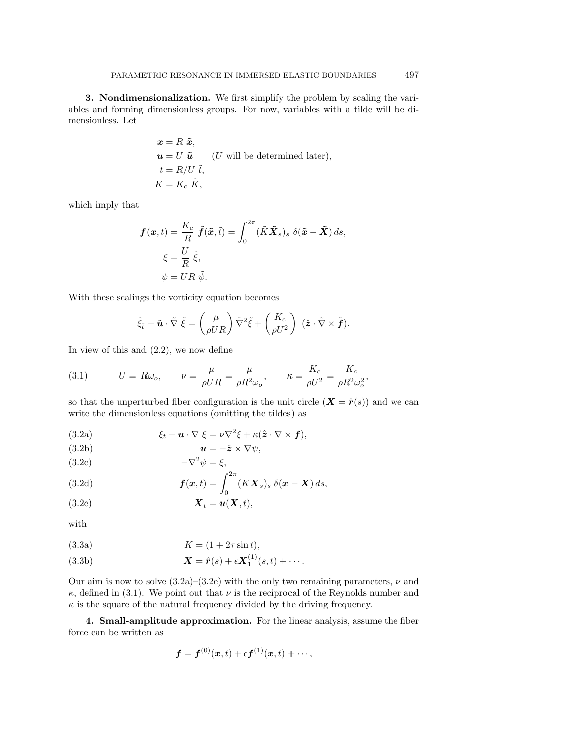**3. Nondimensionalization.** We first simplify the problem by scaling the variables and forming dimensionless groups. For now, variables with a tilde will be dimensionless. Let

$$
\begin{aligned}
\boldsymbol{x} &= R\ \tilde{\boldsymbol{x}}, \\
\boldsymbol{u} &= U\ \tilde{\boldsymbol{u}} \qquad (U \text{ will be determined later}), \\
t &= R/U\ \tilde{t}, \\
K &= K_c\ \tilde{K},
\end{aligned}
$$

which imply that

$$
\begin{aligned}
\boldsymbol{f}(\boldsymbol{x},t) = \frac{K_c}{R}\ \tilde{\boldsymbol{f}}(\tilde{\boldsymbol{x}},\tilde{t}) &= \int_0^{2\pi} (\tilde{K}\tilde{\boldsymbol{X}}_s)_s\ \delta(\tilde{\boldsymbol{x}} - \tilde{\boldsymbol{X}})\, ds, \\
\xi &= \frac{U}{R}\ \tilde{\xi}, \\
\psi &= UR\ \tilde{\psi}.
\end{aligned}
$$

With these scalings the vorticity equation becomes

$$
\tilde{\xi}_{\tilde{t}} + \tilde{\boldsymbol{u}} \cdot \tilde{\nabla}\ \tilde{\xi} = \left(\frac{\mu}{\rho U R}\right) \tilde{\nabla}^2 \tilde{\xi} + \left(\frac{K_c}{\rho U^2}\right)\ (\hat{\boldsymbol{z}} \cdot \tilde{\nabla} \times \tilde{\boldsymbol{f}}).
$$

In view of this and (2.2), we now define

$$
U = R\omega_o, \qquad \nu = \frac{\mu}{\rho U R} = \frac{\mu}{\rho R^2 \omega_o}, \qquad \kappa = \frac{K_c}{\rho U^2} = \frac{K_c}{\rho R^2 \omega_o^2}, \tag{3.1}
$$

so that the unperturbed fiber configuration is the unit circle ($\boldsymbol{X} = \hat{\boldsymbol{r}}(s)$) and we can write the dimensionless equations (omitting the tildes) as

$$
\xi_t + \boldsymbol{u} \cdot \nabla\ \xi = \nu \nabla^2 \xi + \kappa(\hat{\boldsymbol{z}} \cdot \nabla \times \boldsymbol{f}), \tag{3.2a}
$$

$$
\boldsymbol{u} = -\hat{\boldsymbol{z}} \times \nabla \psi, \tag{3.2b}
$$

$$
-\nabla^2 \psi = \xi, \tag{3.2c}
$$

$$
\boldsymbol{f}(\boldsymbol{x},t) = \int_0^{2\pi} (K\boldsymbol{X}_s)_s\ \delta(\boldsymbol{x} - \boldsymbol{X})\, ds, \tag{3.2d}
$$

$$
\boldsymbol{X}_t = \boldsymbol{u}(\boldsymbol{X},t), \tag{3.2e}
$$

with

$$
K = (1 + 2\tau \sin t), \tag{3.3a}
$$

$$
\boldsymbol{X} = \hat{\boldsymbol{r}}(s) + \epsilon \boldsymbol{X}_1^{(1)}(s,t) + \cdots. \tag{3.3b}
$$

Our aim is now to solve (3.2a)–(3.2e) with the only two remaining parameters, $\nu$ and $\kappa$, defined in (3.1). We point out that $\nu$ is the reciprocal of the Reynolds number and $\kappa$ is the square of the natural frequency divided by the driving frequency.

**4. Small-amplitude approximation.** For the linear analysis, assume the fiber force can be written as

$$
\boldsymbol{f} = \boldsymbol{f}^{(0)}(\boldsymbol{x},t) + \epsilon \boldsymbol{f}^{(1)}(\boldsymbol{x},t) + \cdots,
$$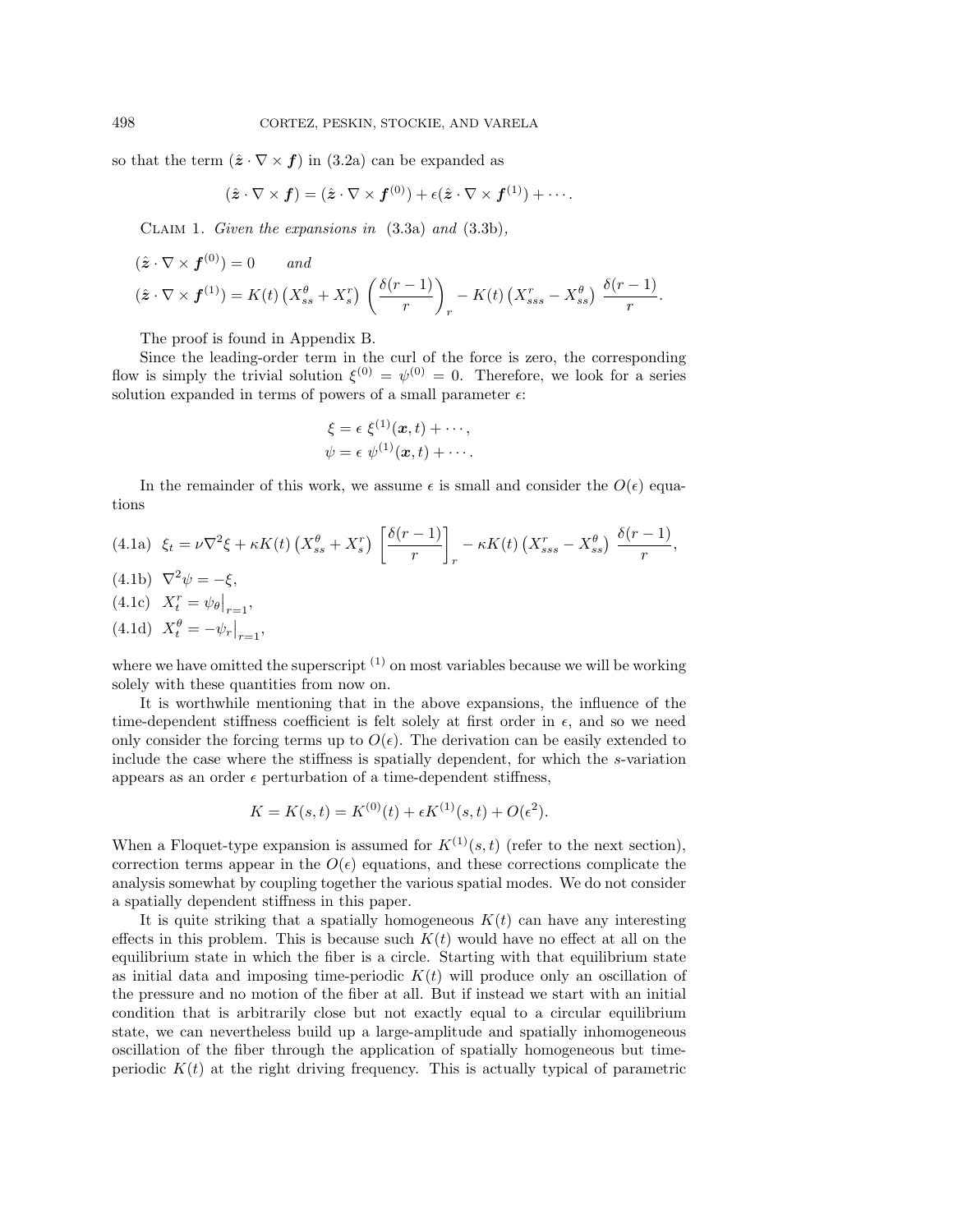so that the term $(\hat{\boldsymbol{z}} \cdot \nabla \times \boldsymbol{f})$ in (3.2a) can be expanded as

$$(\hat{\boldsymbol{z}} \cdot \nabla \times \boldsymbol{f}) = (\hat{\boldsymbol{z}} \cdot \nabla \times \boldsymbol{f}^{(0)}) + \epsilon(\hat{\boldsymbol{z}} \cdot \nabla \times \boldsymbol{f}^{(1)}) + \cdots.$$

Claim 1. *Given the expansions in* (3.3a) *and* (3.3b),

$$(\hat{\boldsymbol{z}} \cdot \nabla \times \boldsymbol{f}^{(0)}) = 0 \qquad \textit{and}$$
$$(\hat{\boldsymbol{z}} \cdot \nabla \times \boldsymbol{f}^{(1)}) = K(t) \left(X^\theta_{ss} + X^r_s\right) \left(\frac{\delta(r-1)}{r}\right)_r - K(t) \left(X^r_{sss} - X^\theta_{ss}\right) \frac{\delta(r-1)}{r}.$$

The proof is found in Appendix B.

Since the leading-order term in the curl of the force is zero, the corresponding flow is simply the trivial solution $\xi^{(0)} = \psi^{(0)} = 0$. Therefore, we look for a series solution expanded in terms of powers of a small parameter $\epsilon$:

$$\xi = \epsilon\ \xi^{(1)}(\boldsymbol{x}, t) + \cdots,$$
$$\psi = \epsilon\ \psi^{(1)}(\boldsymbol{x}, t) + \cdots.$$

In the remainder of this work, we assume $\epsilon$ is small and consider the $O(\epsilon)$ equations

$$\xi_t = \nu \nabla^2 \xi + \kappa K(t) \left(X^\theta_{ss} + X^r_s\right) \left[\frac{\delta(r-1)}{r}\right]_r - \kappa K(t) \left(X^r_{sss} - X^\theta_{ss}\right) \frac{\delta(r-1)}{r}, \tag{4.1a}$$

$$\nabla^2 \psi = -\xi, \tag{4.1b}$$

$$X^r_t = \psi_\theta\big|_{r=1}, \tag{4.1c}$$

$$X^\theta_t = -\psi_r\big|_{r=1}, \tag{4.1d}$$

where we have omitted the superscript $^{(1)}$ on most variables because we will be working solely with these quantities from now on.

It is worthwhile mentioning that in the above expansions, the influence of the time-dependent stiffness coefficient is felt solely at first order in $\epsilon$, and so we need only consider the forcing terms up to $O(\epsilon)$. The derivation can be easily extended to include the case where the stiffness is spatially dependent, for which the $s$-variation appears as an order $\epsilon$ perturbation of a time-dependent stiffness,

$$K = K(s,t) = K^{(0)}(t) + \epsilon K^{(1)}(s,t) + O(\epsilon^2).$$

When a Floquet-type expansion is assumed for $K^{(1)}(s,t)$ (refer to the next section), correction terms appear in the $O(\epsilon)$ equations, and these corrections complicate the analysis somewhat by coupling together the various spatial modes. We do not consider a spatially dependent stiffness in this paper.

It is quite striking that a spatially homogeneous $K(t)$ can have any interesting effects in this problem. This is because such $K(t)$ would have no effect at all on the equilibrium state in which the fiber is a circle. Starting with that equilibrium state as initial data and imposing time-periodic $K(t)$ will produce only an oscillation of the pressure and no motion of the fiber at all. But if instead we start with an initial condition that is arbitrarily close but not exactly equal to a circular equilibrium state, we can nevertheless build up a large-amplitude and spatially inhomogeneous oscillation of the fiber through the application of spatially homogeneous but time-periodic $K(t)$ at the right driving frequency. This is actually typical of parametric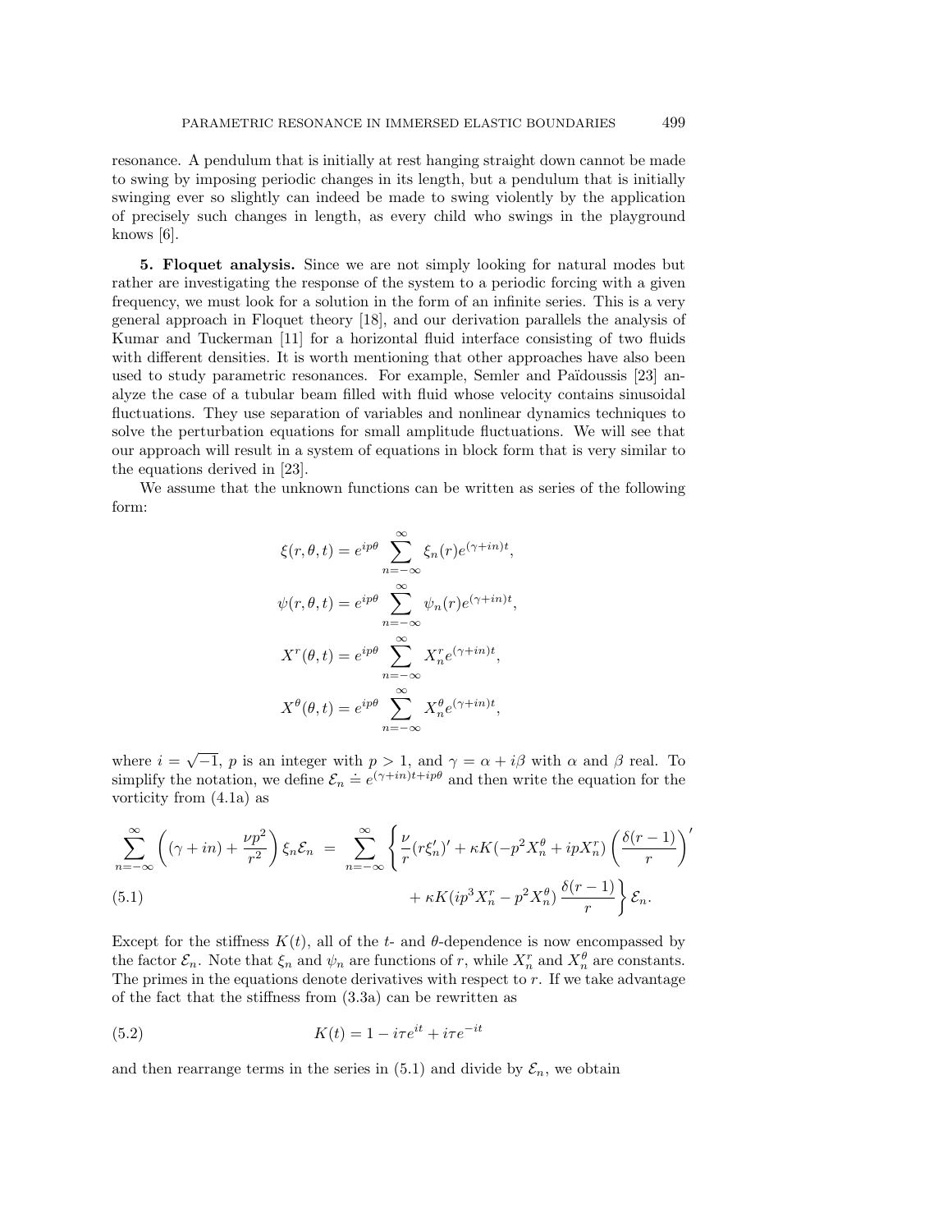resonance. A pendulum that is initially at rest hanging straight down cannot be made to swing by imposing periodic changes in its length, but a pendulum that is initially swinging ever so slightly can indeed be made to swing violently by the application of precisely such changes in length, as every child who swings in the playground knows [6].

**5. Floquet analysis.** Since we are not simply looking for natural modes but rather are investigating the response of the system to a periodic forcing with a given frequency, we must look for a solution in the form of an infinite series. This is a very general approach in Floquet theory [18], and our derivation parallels the analysis of Kumar and Tuckerman [11] for a horizontal fluid interface consisting of two fluids with different densities. It is worth mentioning that other approaches have also been used to study parametric resonances. For example, Semler and Païdoussis [23] analyze the case of a tubular beam filled with fluid whose velocity contains sinusoidal fluctuations. They use separation of variables and nonlinear dynamics techniques to solve the perturbation equations for small amplitude fluctuations. We will see that our approach will result in a system of equations in block form that is very similar to the equations derived in [23].

We assume that the unknown functions can be written as series of the following form:

$$\xi(r,\theta,t) = e^{ip\theta}\sum_{n=-\infty}^{\infty}\xi_n(r)e^{(\gamma+in)t},$$

$$\psi(r,\theta,t) = e^{ip\theta}\sum_{n=-\infty}^{\infty}\psi_n(r)e^{(\gamma+in)t},$$

$$X^r(\theta,t) = e^{ip\theta}\sum_{n=-\infty}^{\infty}X^r_n e^{(\gamma+in)t},$$

$$X^\theta(\theta,t) = e^{ip\theta}\sum_{n=-\infty}^{\infty}X^\theta_n e^{(\gamma+in)t},$$

where $i=\sqrt{-1}$, $p$ is an integer with $p>1$, and $\gamma=\alpha+i\beta$ with $\alpha$ and $\beta$ real. To simplify the notation, we define $\mathcal{E}_n \doteq e^{(\gamma+in)t+ip\theta}$ and then write the equation for the vorticity from (4.1a) as

$$\sum_{n=-\infty}^{\infty}\left((\gamma+in)+\frac{\nu p^2}{r^2}\right)\xi_n\mathcal{E}_n = \sum_{n=-\infty}^{\infty}\left\{\frac{\nu}{r}(r\xi_n')'+\kappa K(-p^2X^\theta_n+ipX^r_n)\left(\frac{\delta(r-1)}{r}\right)' + \kappa K(ip^3X^r_n-p^2X^\theta_n)\,\frac{\delta(r-1)}{r}\right\}\mathcal{E}_n. \tag{5.1}$$

Except for the stiffness $K(t)$, all of the $t$- and $\theta$-dependence is now encompassed by the factor $\mathcal{E}_n$. Note that $\xi_n$ and $\psi_n$ are functions of $r$, while $X^r_n$ and $X^\theta_n$ are constants. The primes in the equations denote derivatives with respect to $r$. If we take advantage of the fact that the stiffness from (3.3a) can be rewritten as

$$K(t) = 1 - i\tau e^{it} + i\tau e^{-it} \tag{5.2}$$

and then rearrange terms in the series in (5.1) and divide by $\mathcal{E}_n$, we obtain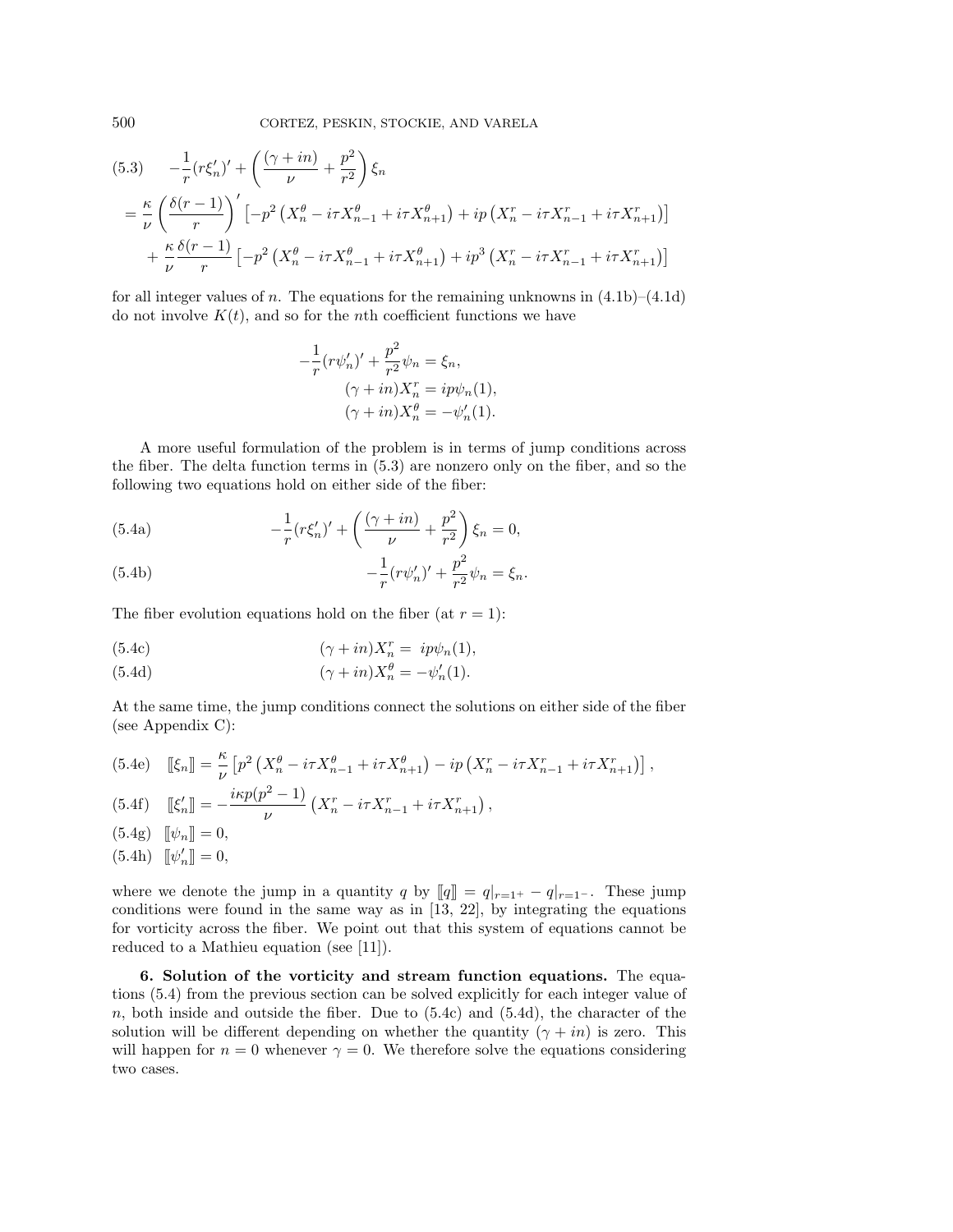$$
\begin{aligned}
(5.3) \quad & -\frac{1}{r}(r\xi_n')' + \left(\frac{(\gamma + in)}{\nu} + \frac{p^2}{r^2}\right)\xi_n \\
&= \frac{\kappa}{\nu}\left(\frac{\delta(r-1)}{r}\right)' \left[-p^2\left(X_n^\theta - i\tau X_{n-1}^\theta + i\tau X_{n+1}^\theta\right) + ip\left(X_n^r - i\tau X_{n-1}^r + i\tau X_{n+1}^r\right)\right] \\
&\quad + \frac{\kappa}{\nu}\frac{\delta(r-1)}{r}\left[-p^2\left(X_n^\theta - i\tau X_{n-1}^\theta + i\tau X_{n+1}^\theta\right) + ip^3\left(X_n^r - i\tau X_{n-1}^r + i\tau X_{n+1}^r\right)\right]
\end{aligned}
$$

for all integer values of $n$. The equations for the remaining unknowns in (4.1b)–(4.1d) do not involve $K(t)$, and so for the $n$th coefficient functions we have

$$
\begin{aligned}
-\frac{1}{r}(r\psi_n')' + \frac{p^2}{r^2}\psi_n &= \xi_n, \\
(\gamma + in)X_n^r &= ip\psi_n(1), \\
(\gamma + in)X_n^\theta &= -\psi_n'(1).
\end{aligned}
$$

A more useful formulation of the problem is in terms of jump conditions across the fiber. The delta function terms in (5.3) are nonzero only on the fiber, and so the following two equations hold on either side of the fiber:

$$
-\frac{1}{r}(r\xi_n')' + \left(\frac{(\gamma + in)}{\nu} + \frac{p^2}{r^2}\right)\xi_n = 0, \tag{5.4a}
$$

$$
-\frac{1}{r}(r\psi_n')' + \frac{p^2}{r^2}\psi_n = \xi_n. \tag{5.4b}
$$

The fiber evolution equations hold on the fiber (at $r = 1$):

$$
(\gamma + in)X_n^r = ip\psi_n(1), \tag{5.4c}
$$

$$
(\gamma + in)X_n^\theta = -\psi_n'(1). \tag{5.4d}
$$

At the same time, the jump conditions connect the solutions on either side of the fiber (see Appendix C):

$$
[\![\xi_n]\!] = \frac{\kappa}{\nu}\left[p^2\left(X_n^\theta - i\tau X_{n-1}^\theta + i\tau X_{n+1}^\theta\right) - ip\left(X_n^r - i\tau X_{n-1}^r + i\tau X_{n+1}^r\right)\right], \tag{5.4e}
$$

$$
[\![\xi_n']\!] = -\frac{i\kappa p(p^2-1)}{\nu}\left(X_n^r - i\tau X_{n-1}^r + i\tau X_{n+1}^r\right), \tag{5.4f}
$$

$$
[\![\psi_n]\!] = 0, \tag{5.4g}
$$

$$
[\![\psi_n']\!] = 0, \tag{5.4h}
$$

where we denote the jump in a quantity $q$ by $[\![q]\!] = q|_{r=1^+} - q|_{r=1^-}$. These jump conditions were found in the same way as in [13, 22], by integrating the equations for vorticity across the fiber. We point out that this system of equations cannot be reduced to a Mathieu equation (see [11]).

**6. Solution of the vorticity and stream function equations.** The equations (5.4) from the previous section can be solved explicitly for each integer value of $n$, both inside and outside the fiber. Due to (5.4c) and (5.4d), the character of the solution will be different depending on whether the quantity $(\gamma + in)$ is zero. This will happen for $n = 0$ whenever $\gamma = 0$. We therefore solve the equations considering two cases.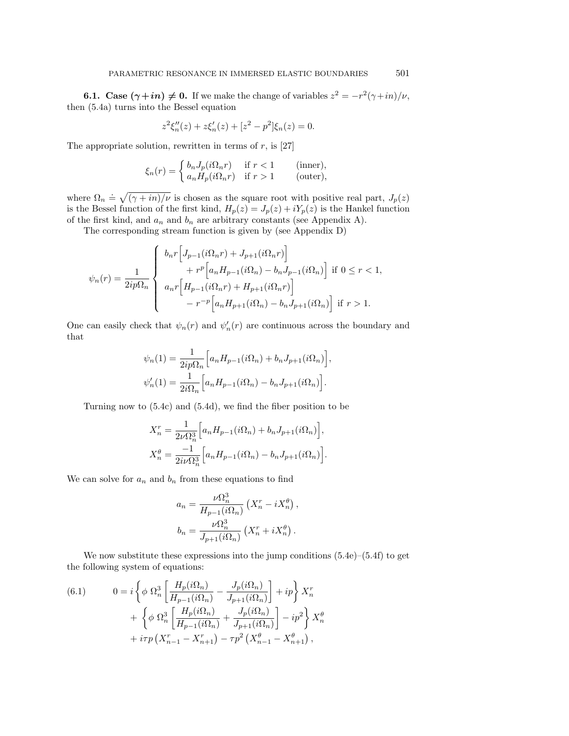**6.1. Case $(\gamma + in) \neq 0$.** If we make the change of variables $z^2 = -r^2(\gamma + in)/\nu$, then (5.4a) turns into the Bessel equation

$$z^2 \xi_n''(z) + z\xi_n'(z) + [z^2 - p^2]\xi_n(z) = 0.$$

The appropriate solution, rewritten in terms of $r$, is [27]

$$\xi_n(r) = \begin{cases} b_n J_p(i\Omega_n r) & \text{if } r < 1 \qquad \text{(inner)}, \\ a_n H_p(i\Omega_n r) & \text{if } r > 1 \qquad \text{(outer)}, \end{cases}$$

where $\Omega_n \doteq \sqrt{(\gamma + in)/\nu}$ is chosen as the square root with positive real part, $J_p(z)$ is the Bessel function of the first kind, $H_p(z) = J_p(z) + iY_p(z)$ is the Hankel function of the first kind, and $a_n$ and $b_n$ are arbitrary constants (see Appendix A).

The corresponding stream function is given by (see Appendix D)

$$\psi_n(r) = \frac{1}{2ip\Omega_n} \begin{cases} b_n r\Big[J_{p-1}(i\Omega_n r) + J_{p+1}(i\Omega_n r)\Big] \\ \qquad + r^p\Big[a_n H_{p-1}(i\Omega_n) - b_n J_{p-1}(i\Omega_n)\Big] \text{ if } 0 \le r < 1, \\ a_n r\Big[H_{p-1}(i\Omega_n r) + H_{p+1}(i\Omega_n r)\Big] \\ \qquad - r^{-p}\Big[a_n H_{p+1}(i\Omega_n) - b_n J_{p+1}(i\Omega_n)\Big] \text{ if } r > 1. \end{cases}$$

One can easily check that $\psi_n(r)$ and $\psi_n'(r)$ are continuous across the boundary and that

$$\psi_n(1) = \frac{1}{2ip\Omega_n}\Big[a_n H_{p-1}(i\Omega_n) + b_n J_{p+1}(i\Omega_n)\Big],$$
$$\psi_n'(1) = \frac{1}{2i\Omega_n}\Big[a_n H_{p-1}(i\Omega_n) - b_n J_{p+1}(i\Omega_n)\Big].$$

Turning now to (5.4c) and (5.4d), we find the fiber position to be

$$X_n^r = \frac{1}{2\nu\Omega_n^3}\Big[a_n H_{p-1}(i\Omega_n) + b_n J_{p+1}(i\Omega_n)\Big],$$
$$X_n^\theta = \frac{-1}{2i\nu\Omega_n^3}\Big[a_n H_{p-1}(i\Omega_n) - b_n J_{p+1}(i\Omega_n)\Big].$$

We can solve for $a_n$ and $b_n$ from these equations to find

$$a_n = \frac{\nu\Omega_n^3}{H_{p-1}(i\Omega_n)}\left(X_n^r - iX_n^\theta\right),$$
$$b_n = \frac{\nu\Omega_n^3}{J_{p+1}(i\Omega_n)}\left(X_n^r + iX_n^\theta\right).$$

We now substitute these expressions into the jump conditions (5.4e)–(5.4f) to get the following system of equations:

$$\begin{aligned} 0 = i&\left\{\phi\ \Omega_n^3\left[\frac{H_p(i\Omega_n)}{H_{p-1}(i\Omega_n)} - \frac{J_p(i\Omega_n)}{J_{p+1}(i\Omega_n)}\right] + ip\right\} X_n^r \\ &+ \left\{\phi\ \Omega_n^3\left[\frac{H_p(i\Omega_n)}{H_{p-1}(i\Omega_n)} + \frac{J_p(i\Omega_n)}{J_{p+1}(i\Omega_n)}\right] - ip^2\right\} X_n^\theta \\ &+ i\tau p\left(X_{n-1}^r - X_{n+1}^r\right) - \tau p^2\left(X_{n-1}^\theta - X_{n+1}^\theta\right), \end{aligned} \tag{6.1}$$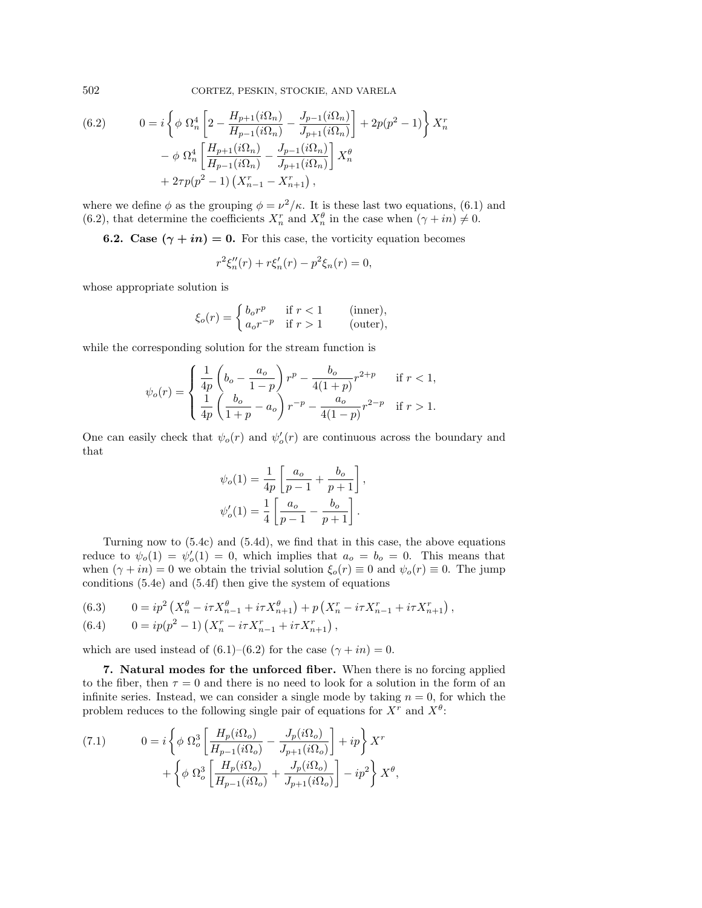$$
\begin{aligned}
(6.2)\qquad 0 = i\Bigg\{ \phi\ \Omega_n^4 \left[ 2 - \frac{H_{p+1}(i\Omega_n)}{H_{p-1}(i\Omega_n)} - \frac{J_{p-1}(i\Omega_n)}{J_{p+1}(i\Omega_n)} \right] + 2p(p^2-1) \Bigg\} X_n^r \\
- \phi\ \Omega_n^4 \left[ \frac{H_{p+1}(i\Omega_n)}{H_{p-1}(i\Omega_n)} - \frac{J_{p-1}(i\Omega_n)}{J_{p+1}(i\Omega_n)} \right] X_n^\theta \\
+ 2\tau p(p^2-1)\left( X_{n-1}^r - X_{n+1}^r \right),
\end{aligned}
$$

where we define $\phi$ as the grouping $\phi = \nu^2/\kappa$. It is these last two equations, (6.1) and (6.2), that determine the coefficients $X_n^r$ and $X_n^\theta$ in the case when $(\gamma + in) \neq 0$.

**6.2. Case $(\gamma + in) = 0$.** For this case, the vorticity equation becomes

$$
r^2 \xi_n''(r) + r\xi_n'(r) - p^2 \xi_n(r) = 0,
$$

whose appropriate solution is

$$
\xi_o(r) = \begin{cases} b_o r^p & \text{if } r < 1 \qquad \text{(inner)}, \\ a_o r^{-p} & \text{if } r > 1 \qquad \text{(outer)}, \end{cases}
$$

while the corresponding solution for the stream function is

$$
\psi_o(r) = \begin{cases} \dfrac{1}{4p}\left( b_o - \dfrac{a_o}{1-p} \right) r^p - \dfrac{b_o}{4(1+p)} r^{2+p} & \text{if } r < 1, \\[2ex] \dfrac{1}{4p}\left( \dfrac{b_o}{1+p} - a_o \right) r^{-p} - \dfrac{a_o}{4(1-p)} r^{2-p} & \text{if } r > 1. \end{cases}
$$

One can easily check that $\psi_o(r)$ and $\psi_o'(r)$ are continuous across the boundary and that

$$
\begin{aligned}
\psi_o(1) &= \frac{1}{4p}\left[ \frac{a_o}{p-1} + \frac{b_o}{p+1} \right], \\
\psi_o'(1) &= \frac{1}{4}\left[ \frac{a_o}{p-1} - \frac{b_o}{p+1} \right].
\end{aligned}
$$

Turning now to (5.4c) and (5.4d), we find that in this case, the above equations reduce to $\psi_o(1) = \psi_o'(1) = 0$, which implies that $a_o = b_o = 0$. This means that when $(\gamma + in) = 0$ we obtain the trivial solution $\xi_o(r) \equiv 0$ and $\psi_o(r) \equiv 0$. The jump conditions (5.4e) and (5.4f) then give the system of equations

$$
(6.3)\qquad 0 = ip^2\left( X_n^\theta - i\tau X_{n-1}^\theta + i\tau X_{n+1}^\theta \right) + p\left( X_n^r - i\tau X_{n-1}^r + i\tau X_{n+1}^r \right),
$$

$$
(6.4)\qquad 0 = ip(p^2-1)\left( X_n^r - i\tau X_{n-1}^r + i\tau X_{n+1}^r \right),
$$

which are used instead of (6.1)–(6.2) for the case $(\gamma + in) = 0$.

**7. Natural modes for the unforced fiber.** When there is no forcing applied to the fiber, then $\tau = 0$ and there is no need to look for a solution in the form of an infinite series. Instead, we can consider a single mode by taking $n = 0$, for which the problem reduces to the following single pair of equations for $X^r$ and $X^\theta$:

$$
\begin{aligned}
(7.1)\qquad 0 = i\Bigg\{ \phi\ \Omega_o^3 \left[ \frac{H_p(i\Omega_o)}{H_{p-1}(i\Omega_o)} - \frac{J_p(i\Omega_o)}{J_{p+1}(i\Omega_o)} \right] + ip \Bigg\} X^r \\
+ \Bigg\{ \phi\ \Omega_o^3 \left[ \frac{H_p(i\Omega_o)}{H_{p-1}(i\Omega_o)} + \frac{J_p(i\Omega_o)}{J_{p+1}(i\Omega_o)} \right] - ip^2 \Bigg\} X^\theta,
\end{aligned}
$$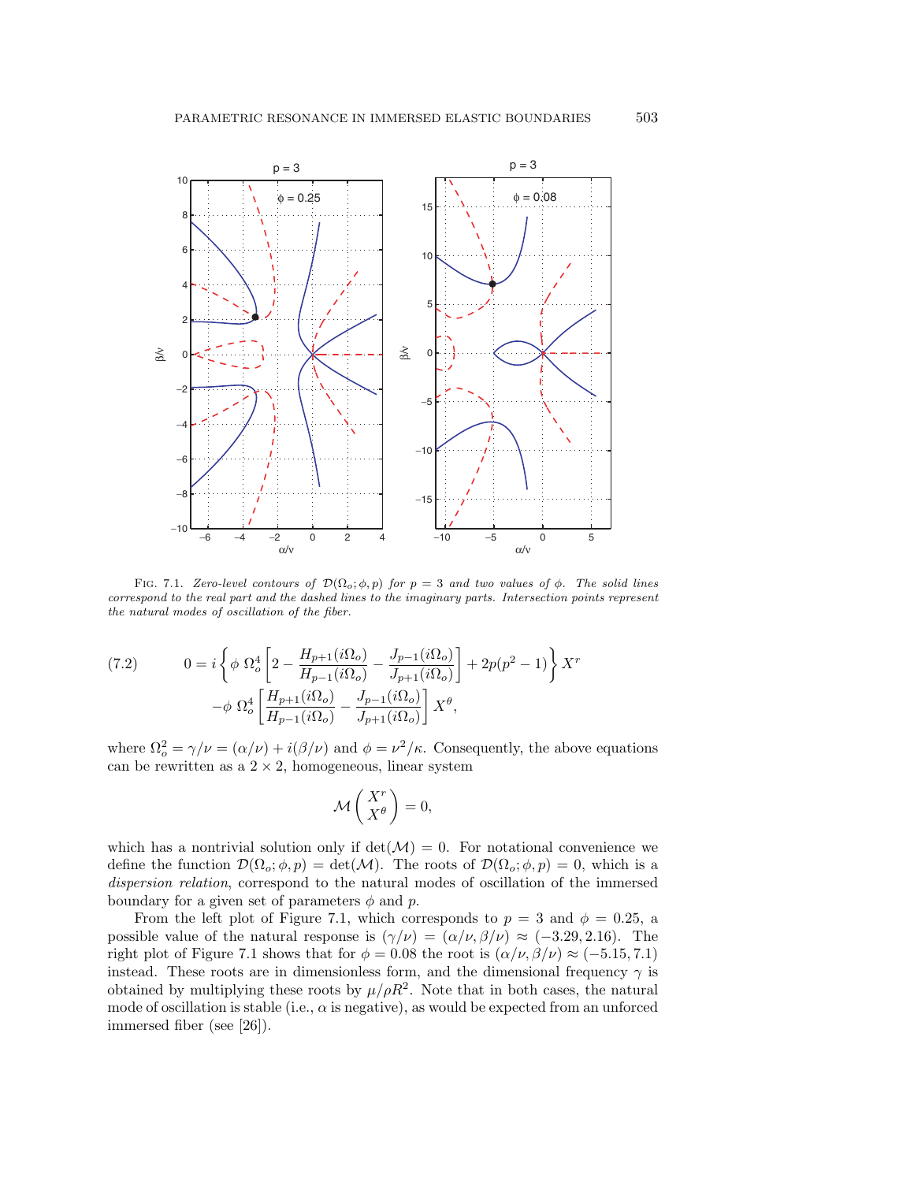p = 3

ϕ = 0.25

β/ν

α/ν

10
8
6
4
2
0
−2
−4
−6
−8
−10

−6 −4 −2 0 2 4

p = 3

ϕ = 0.08

β/ν

α/ν

15
10
5
0
−5
−10
−15

−10 −5 0 5

FIG. 7.1. *Zero-level contours of $\mathcal{D}(\Omega_o; \phi, p)$ for $p = 3$ and two values of $\phi$. The solid lines correspond to the real part and the dashed lines to the imaginary parts. Intersection points represent the natural modes of oscillation of the fiber.*

$$
\begin{aligned}
(7.2) \qquad 0 = i\left\{\phi\ \Omega_o^4\left[2-\frac{H_{p+1}(i\Omega_o)}{H_{p-1}(i\Omega_o)}-\frac{J_{p-1}(i\Omega_o)}{J_{p+1}(i\Omega_o)}\right]+2p(p^2-1)\right\}X^r \\
-\phi\ \Omega_o^4\left[\frac{H_{p+1}(i\Omega_o)}{H_{p-1}(i\Omega_o)}-\frac{J_{p-1}(i\Omega_o)}{J_{p+1}(i\Omega_o)}\right]X^\theta,
\end{aligned}
$$

where $\Omega_o^2 = \gamma/\nu = (\alpha/\nu) + i(\beta/\nu)$ and $\phi = \nu^2/\kappa$. Consequently, the above equations can be rewritten as a $2 \times 2$, homogeneous, linear system

$$
\mathcal{M}\begin{pmatrix} X^r \\ X^\theta \end{pmatrix} = 0,
$$

which has a nontrivial solution only if $\det(\mathcal{M}) = 0$. For notational convenience we define the function $\mathcal{D}(\Omega_o; \phi, p) = \det(\mathcal{M})$. The roots of $\mathcal{D}(\Omega_o; \phi, p) = 0$, which is a *dispersion relation*, correspond to the natural modes of oscillation of the immersed boundary for a given set of parameters $\phi$ and $p$.

From the left plot of Figure 7.1, which corresponds to $p = 3$ and $\phi = 0.25$, a possible value of the natural response is $(\gamma/\nu) = (\alpha/\nu, \beta/\nu) \approx (-3.29, 2.16)$. The right plot of Figure 7.1 shows that for $\phi = 0.08$ the root is $(\alpha/\nu, \beta/\nu) \approx (-5.15, 7.1)$ instead. These roots are in dimensionless form, and the dimensional frequency $\gamma$ is obtained by multiplying these roots by $\mu/\rho R^2$. Note that in both cases, the natural mode of oscillation is stable (i.e., $\alpha$ is negative), as would be expected from an unforced immersed fiber (see [26]).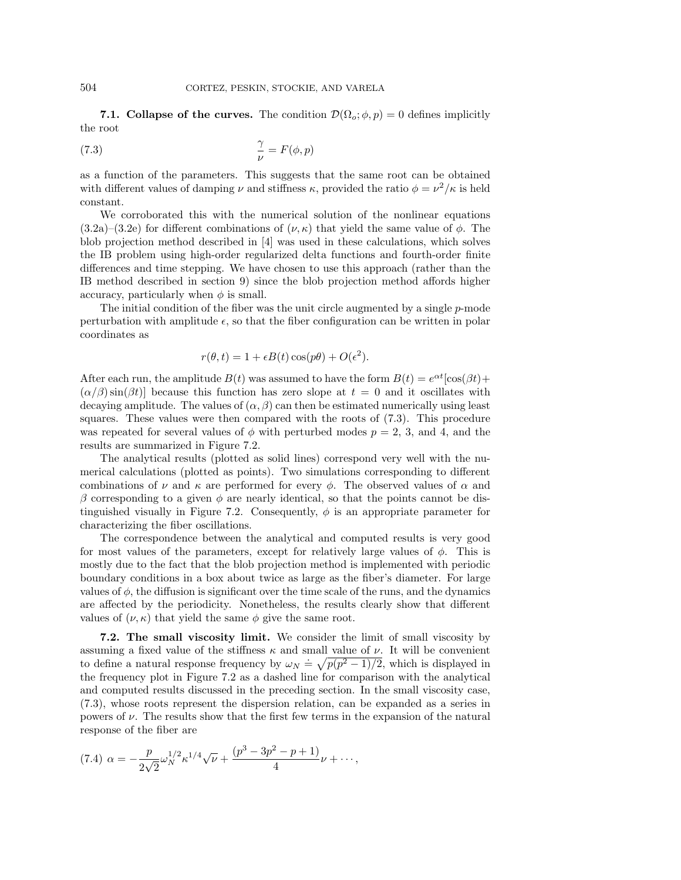**7.1. Collapse of the curves.** The condition $\mathcal{D}(\Omega_o; \phi, p) = 0$ defines implicitly the root

$$\frac{\gamma}{\nu} = F(\phi, p) \tag{7.3}$$

as a function of the parameters. This suggests that the same root can be obtained with different values of damping $\nu$ and stiffness $\kappa$, provided the ratio $\phi = \nu^2/\kappa$ is held constant.

We corroborated this with the numerical solution of the nonlinear equations (3.2a)–(3.2e) for different combinations of $(\nu, \kappa)$ that yield the same value of $\phi$. The blob projection method described in [4] was used in these calculations, which solves the IB problem using high-order regularized delta functions and fourth-order finite differences and time stepping. We have chosen to use this approach (rather than the IB method described in section 9) since the blob projection method affords higher accuracy, particularly when $\phi$ is small.

The initial condition of the fiber was the unit circle augmented by a single $p$-mode perturbation with amplitude $\epsilon$, so that the fiber configuration can be written in polar coordinates as

$$r(\theta, t) = 1 + \epsilon B(t) \cos(p\theta) + O(\epsilon^2).$$

After each run, the amplitude $B(t)$ was assumed to have the form $B(t) = e^{\alpha t}[\cos(\beta t) + (\alpha/\beta)\sin(\beta t)]$ because this function has zero slope at $t = 0$ and it oscillates with decaying amplitude. The values of $(\alpha, \beta)$ can then be estimated numerically using least squares. These values were then compared with the roots of (7.3). This procedure was repeated for several values of $\phi$ with perturbed modes $p = 2$, 3, and 4, and the results are summarized in Figure 7.2.

The analytical results (plotted as solid lines) correspond very well with the numerical calculations (plotted as points). Two simulations corresponding to different combinations of $\nu$ and $\kappa$ are performed for every $\phi$. The observed values of $\alpha$ and $\beta$ corresponding to a given $\phi$ are nearly identical, so that the points cannot be distinguished visually in Figure 7.2. Consequently, $\phi$ is an appropriate parameter for characterizing the fiber oscillations.

The correspondence between the analytical and computed results is very good for most values of the parameters, except for relatively large values of $\phi$. This is mostly due to the fact that the blob projection method is implemented with periodic boundary conditions in a box about twice as large as the fiber's diameter. For large values of $\phi$, the diffusion is significant over the time scale of the runs, and the dynamics are affected by the periodicity. Nonetheless, the results clearly show that different values of $(\nu, \kappa)$ that yield the same $\phi$ give the same root.

**7.2. The small viscosity limit.** We consider the limit of small viscosity by assuming a fixed value of the stiffness $\kappa$ and small value of $\nu$. It will be convenient to define a natural response frequency by $\omega_N \doteq \sqrt{p(p^2-1)/2}$, which is displayed in the frequency plot in Figure 7.2 as a dashed line for comparison with the analytical and computed results discussed in the preceding section. In the small viscosity case, (7.3), whose roots represent the dispersion relation, can be expanded as a series in powers of $\nu$. The results show that the first few terms in the expansion of the natural response of the fiber are

$$\alpha = -\frac{p}{2\sqrt{2}}\omega_N^{1/2}\kappa^{1/4}\sqrt{\nu} + \frac{(p^3 - 3p^2 - p + 1)}{4}\nu + \cdots, \tag{7.4}$$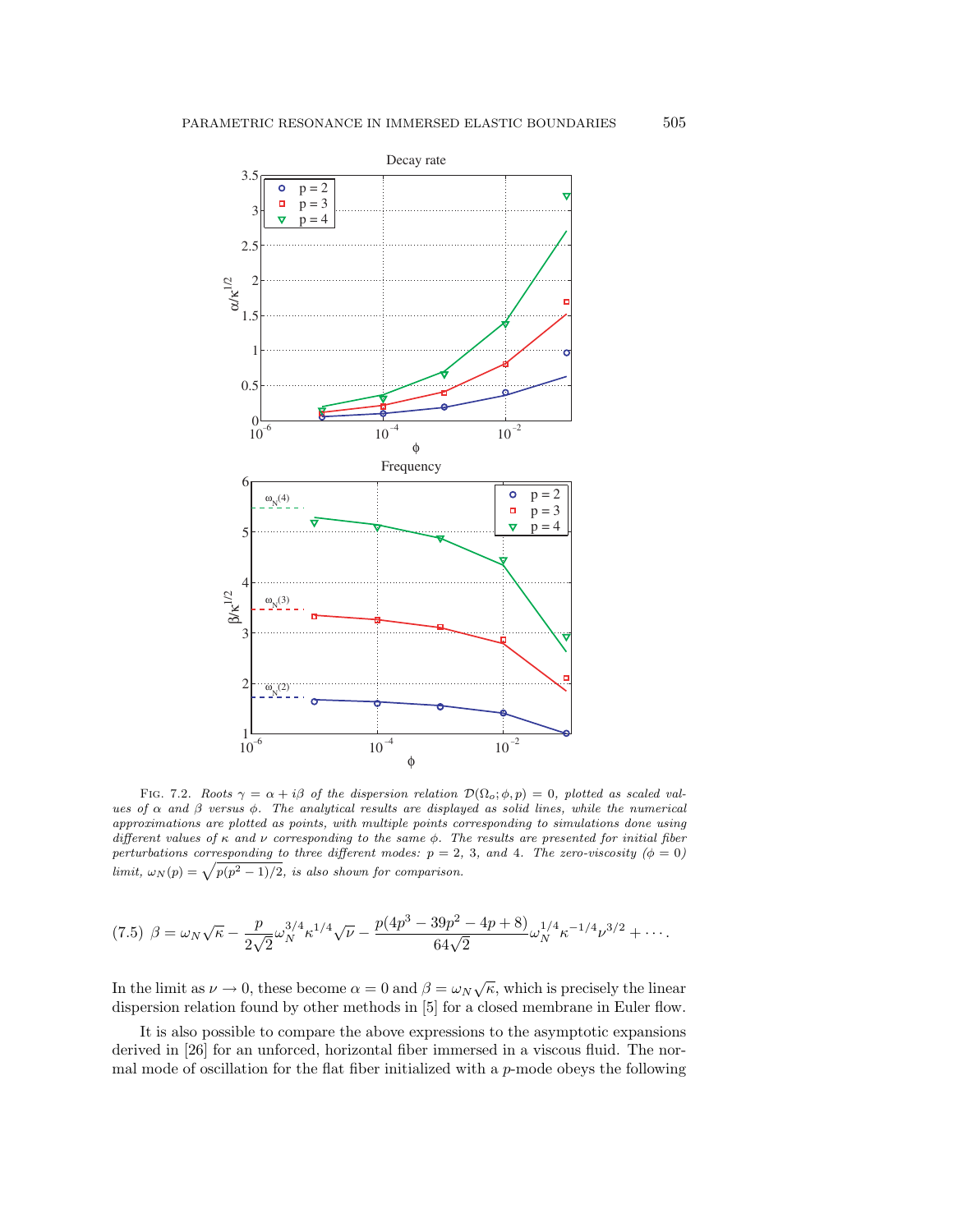Decay rate

3.5
3
2.5
2
1.5
1
0.5
0

$\alpha/\kappa^{1/2}$

$10^{-6}$ $10^{-4}$ $10^{-2}$

$\phi$

p = 2
p = 3
p = 4

Frequency

6
5
4
3
2
1

$\beta/\kappa^{1/2}$

$\omega_N(4)$
$\omega_N(3)$
$\omega_N(2)$

$10^{-6}$ $10^{-4}$ $10^{-2}$

$\phi$

p = 2
p = 3
p = 4

FIG. 7.2. *Roots $\gamma = \alpha + i\beta$ of the dispersion relation $\mathcal{D}(\Omega_o; \phi, p) = 0$, plotted as scaled values of $\alpha$ and $\beta$ versus $\phi$. The analytical results are displayed as solid lines, while the numerical approximations are plotted as points, with multiple points corresponding to simulations done using different values of $\kappa$ and $\nu$ corresponding to the same $\phi$. The results are presented for initial fiber perturbations corresponding to three different modes: $p = 2$, 3, and 4. The zero-viscosity ($\phi = 0$) limit, $\omega_N(p) = \sqrt{p(p^2-1)/2}$, is also shown for comparison.*

$$(7.5)\ \beta = \omega_N\sqrt{\kappa} - \frac{p}{2\sqrt{2}}\omega_N^{3/4}\kappa^{1/4}\sqrt{\nu} - \frac{p(4p^3 - 39p^2 - 4p + 8)}{64\sqrt{2}}\omega_N^{1/4}\kappa^{-1/4}\nu^{3/2} + \cdots.$$

In the limit as $\nu \to 0$, these become $\alpha = 0$ and $\beta = \omega_N\sqrt{\kappa}$, which is precisely the linear dispersion relation found by other methods in [5] for a closed membrane in Euler flow.

It is also possible to compare the above expressions to the asymptotic expansions derived in [26] for an unforced, horizontal fiber immersed in a viscous fluid. The normal mode of oscillation for the flat fiber initialized with a $p$-mode obeys the following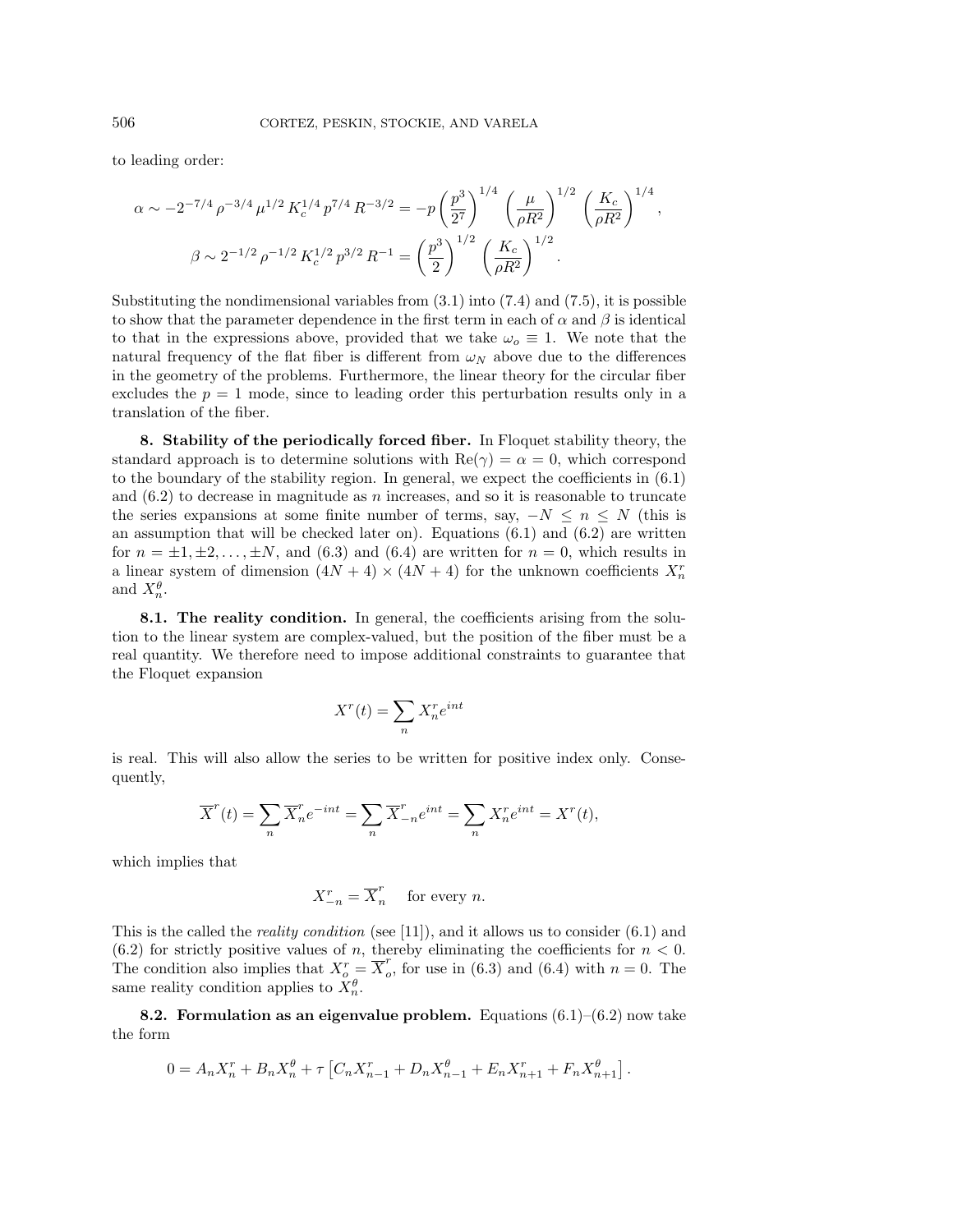to leading order:

$$\alpha \sim -2^{-7/4}\,\rho^{-3/4}\,\mu^{1/2}\,K_c^{1/4}\,p^{7/4}\,R^{-3/2} = -p\left(\frac{p^3}{2^7}\right)^{1/4}\left(\frac{\mu}{\rho R^2}\right)^{1/2}\left(\frac{K_c}{\rho R^2}\right)^{1/4},$$

$$\beta \sim 2^{-1/2}\,\rho^{-1/2}\,K_c^{1/2}\,p^{3/2}\,R^{-1} = \left(\frac{p^3}{2}\right)^{1/2}\left(\frac{K_c}{\rho R^2}\right)^{1/2}.$$

Substituting the nondimensional variables from (3.1) into (7.4) and (7.5), it is possible to show that the parameter dependence in the first term in each of $\alpha$ and $\beta$ is identical to that in the expressions above, provided that we take $\omega_o \equiv 1$. We note that the natural frequency of the flat fiber is different from $\omega_N$ above due to the differences in the geometry of the problems. Furthermore, the linear theory for the circular fiber excludes the $p = 1$ mode, since to leading order this perturbation results only in a translation of the fiber.

## 8. Stability of the periodically forced fiber.

In Floquet stability theory, the standard approach is to determine solutions with $\mathrm{Re}(\gamma) = \alpha = 0$, which correspond to the boundary of the stability region. In general, we expect the coefficients in (6.1) and (6.2) to decrease in magnitude as $n$ increases, and so it is reasonable to truncate the series expansions at some finite number of terms, say, $-N \leq n \leq N$ (this is an assumption that will be checked later on). Equations (6.1) and (6.2) are written for $n = \pm 1, \pm 2, \ldots, \pm N$, and (6.3) and (6.4) are written for $n = 0$, which results in a linear system of dimension $(4N+4) \times (4N+4)$ for the unknown coefficients $X_n^r$ and $X_n^\theta$.

### 8.1. The reality condition.

In general, the coefficients arising from the solution to the linear system are complex-valued, but the position of the fiber must be a real quantity. We therefore need to impose additional constraints to guarantee that the Floquet expansion

$$X^r(t) = \sum_n X_n^r e^{int}$$

is real. This will also allow the series to be written for positive index only. Consequently,

$$\overline{X}^r(t) = \sum_n \overline{X}_n^r e^{-int} = \sum_n \overline{X}_{-n}^r e^{int} = \sum_n X_n^r e^{int} = X^r(t),$$

which implies that

$$X_{-n}^r = \overline{X}_n^r \quad \text{for every } n.$$

This is the called the *reality condition* (see [11]), and it allows us to consider (6.1) and (6.2) for strictly positive values of $n$, thereby eliminating the coefficients for $n < 0$. The condition also implies that $X_o^r = \overline{X}_o^r$, for use in (6.3) and (6.4) with $n = 0$. The same reality condition applies to $X_n^\theta$.

### 8.2. Formulation as an eigenvalue problem.

Equations (6.1)–(6.2) now take the form

$$0 = A_n X_n^r + B_n X_n^\theta + \tau\left[C_n X_{n-1}^r + D_n X_{n-1}^\theta + E_n X_{n+1}^r + F_n X_{n+1}^\theta\right].$$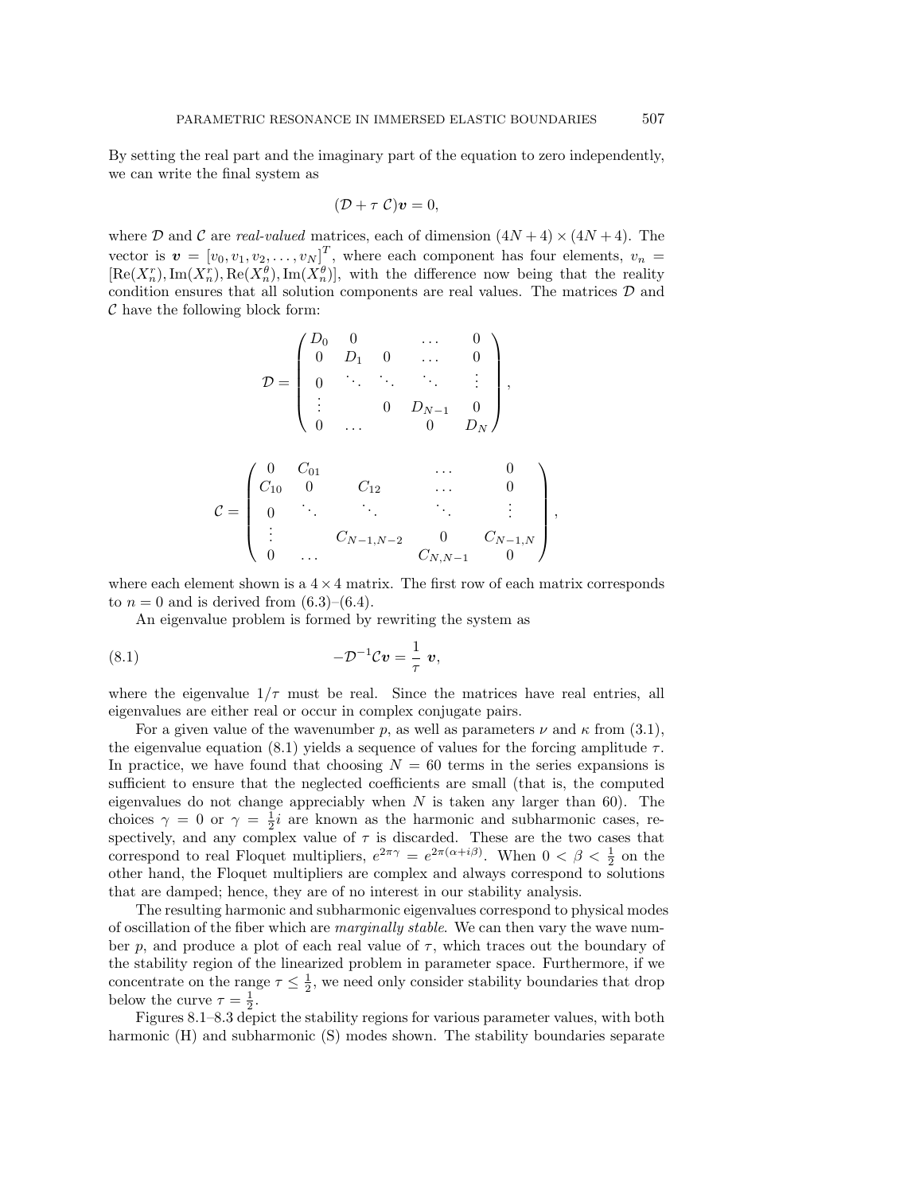By setting the real part and the imaginary part of the equation to zero independently, we can write the final system as

$$(\mathcal{D} + \tau\ \mathcal{C})\boldsymbol{v} = 0,$$

where $\mathcal{D}$ and $\mathcal{C}$ are *real-valued* matrices, each of dimension $(4N+4) \times (4N+4)$. The vector is $\boldsymbol{v} = [v_0, v_1, v_2, \ldots, v_N]^T$, where each component has four elements, $v_n = [\mathrm{Re}(X_n^r), \mathrm{Im}(X_n^r), \mathrm{Re}(X_n^\theta), \mathrm{Im}(X_n^\theta)]$, with the difference now being that the reality condition ensures that all solution components are real values. The matrices $\mathcal{D}$ and $\mathcal{C}$ have the following block form:

$$\mathcal{D} = \begin{pmatrix} D_0 & 0 & & \ldots & 0 \\ 0 & D_1 & 0 & \ldots & 0 \\ 0 & \ddots & \ddots & \ddots & \vdots \\ \vdots & & 0 & D_{N-1} & 0 \\ 0 & \ldots & & 0 & D_N \end{pmatrix},$$

$$\mathcal{C} = \begin{pmatrix} 0 & C_{01} & & \ldots & 0 \\ C_{10} & 0 & C_{12} & \ldots & 0 \\ 0 & \ddots & \ddots & \ddots & \vdots \\ \vdots & & C_{N-1,N-2} & 0 & C_{N-1,N} \\ 0 & \ldots & & C_{N,N-1} & 0 \end{pmatrix},$$

where each element shown is a $4 \times 4$ matrix. The first row of each matrix corresponds to $n = 0$ and is derived from (6.3)–(6.4).

An eigenvalue problem is formed by rewriting the system as

$$-\mathcal{D}^{-1}\mathcal{C}\boldsymbol{v} = \frac{1}{\tau}\ \boldsymbol{v}, \tag{8.1}$$

where the eigenvalue $1/\tau$ must be real. Since the matrices have real entries, all eigenvalues are either real or occur in complex conjugate pairs.

For a given value of the wavenumber $p$, as well as parameters $\nu$ and $\kappa$ from (3.1), the eigenvalue equation (8.1) yields a sequence of values for the forcing amplitude $\tau$. In practice, we have found that choosing $N = 60$ terms in the series expansions is sufficient to ensure that the neglected coefficients are small (that is, the computed eigenvalues do not change appreciably when $N$ is taken any larger than 60). The choices $\gamma = 0$ or $\gamma = \frac{1}{2}i$ are known as the harmonic and subharmonic cases, respectively, and any complex value of $\tau$ is discarded. These are the two cases that correspond to real Floquet multipliers, $e^{2\pi\gamma} = e^{2\pi(\alpha + i\beta)}$. When $0 < \beta < \frac{1}{2}$ on the other hand, the Floquet multipliers are complex and always correspond to solutions that are damped; hence, they are of no interest in our stability analysis.

The resulting harmonic and subharmonic eigenvalues correspond to physical modes of oscillation of the fiber which are *marginally stable*. We can then vary the wave number $p$, and produce a plot of each real value of $\tau$, which traces out the boundary of the stability region of the linearized problem in parameter space. Furthermore, if we concentrate on the range $\tau \leq \frac{1}{2}$, we need only consider stability boundaries that drop below the curve $\tau = \frac{1}{2}$.

Figures 8.1–8.3 depict the stability regions for various parameter values, with both harmonic (H) and subharmonic (S) modes shown. The stability boundaries separate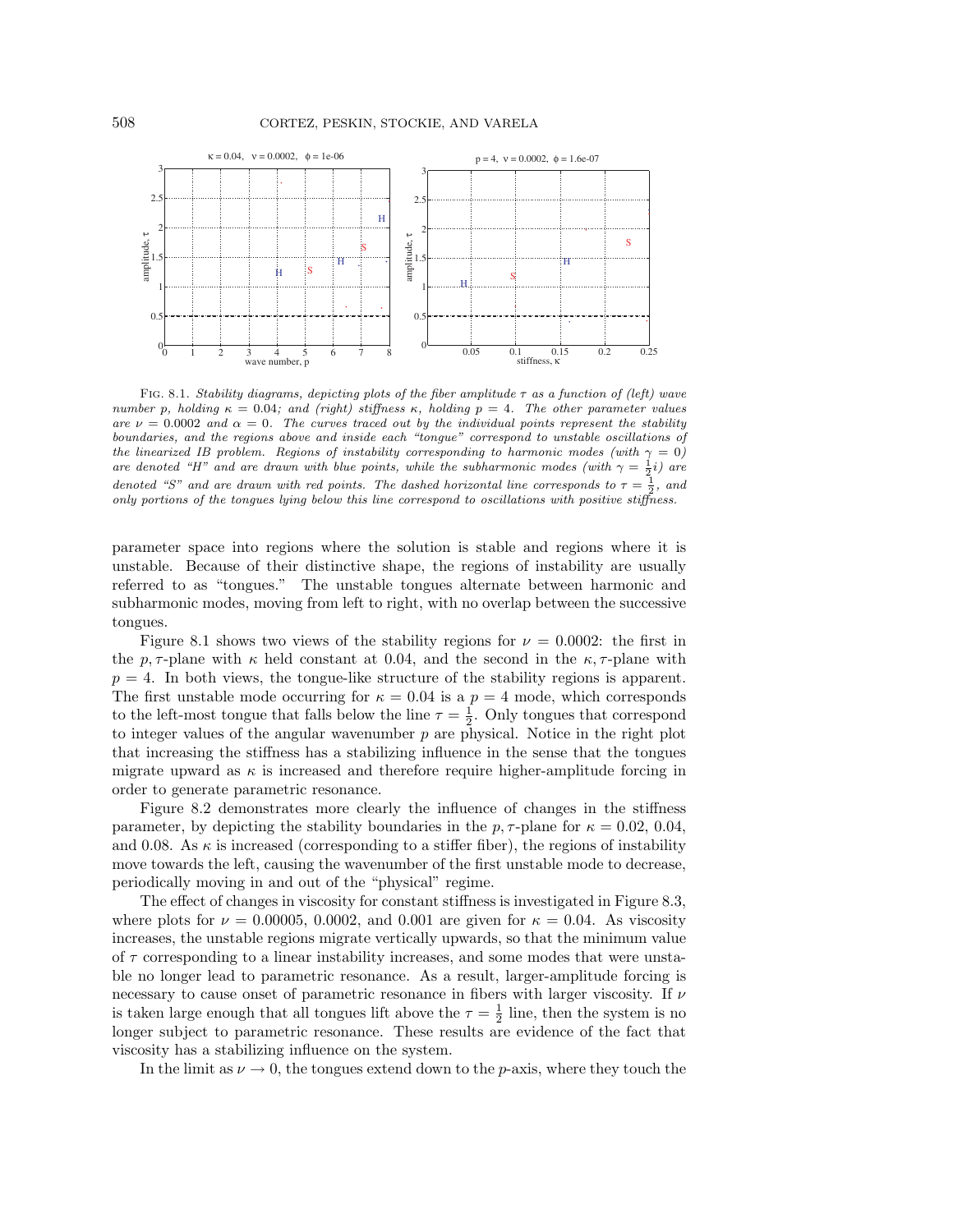κ = 0.04, ν = 0.0002, φ = 1e-06

amplitude, τ

wave number, p

0 1 2 3 4 5 6 7 8

0 0.5 1 1.5 2 2.5 3

H S H S H

p = 4, ν = 0.0002, φ = 1.6e-07

amplitude, τ

stiffness, κ

0.05 0.1 0.15 0.2 0.25

0 0.5 1 1.5 2 2.5 3

H S H S

Fig. 8.1. *Stability diagrams, depicting plots of the fiber amplitude $\tau$ as a function of (left) wave number $p$, holding $\kappa = 0.04$; and (right) stiffness $\kappa$, holding $p = 4$. The other parameter values are $\nu = 0.0002$ and $\alpha = 0$. The curves traced out by the individual points represent the stability boundaries, and the regions above and inside each "tongue" correspond to unstable oscillations of the linearized IB problem. Regions of instability corresponding to harmonic modes (with $\gamma = 0$) are denoted "H" and are drawn with blue points, while the subharmonic modes (with $\gamma = \frac{1}{2}i$) are denoted "S" and are drawn with red points. The dashed horizontal line corresponds to $\tau = \frac{1}{2}$, and only portions of the tongues lying below this line correspond to oscillations with positive stiffness.*

parameter space into regions where the solution is stable and regions where it is unstable. Because of their distinctive shape, the regions of instability are usually referred to as "tongues." The unstable tongues alternate between harmonic and subharmonic modes, moving from left to right, with no overlap between the successive tongues.

Figure 8.1 shows two views of the stability regions for $\nu = 0.0002$: the first in the $p, \tau$-plane with $\kappa$ held constant at 0.04, and the second in the $\kappa, \tau$-plane with $p = 4$. In both views, the tongue-like structure of the stability regions is apparent. The first unstable mode occurring for $\kappa = 0.04$ is a $p = 4$ mode, which corresponds to the left-most tongue that falls below the line $\tau = \frac{1}{2}$. Only tongues that correspond to integer values of the angular wavenumber $p$ are physical. Notice in the right plot that increasing the stiffness has a stabilizing influence in the sense that the tongues migrate upward as $\kappa$ is increased and therefore require higher-amplitude forcing in order to generate parametric resonance.

Figure 8.2 demonstrates more clearly the influence of changes in the stiffness parameter, by depicting the stability boundaries in the $p, \tau$-plane for $\kappa = 0.02$, 0.04, and 0.08. As $\kappa$ is increased (corresponding to a stiffer fiber), the regions of instability move towards the left, causing the wavenumber of the first unstable mode to decrease, periodically moving in and out of the "physical" regime.

The effect of changes in viscosity for constant stiffness is investigated in Figure 8.3, where plots for $\nu = 0.00005$, 0.0002, and 0.001 are given for $\kappa = 0.04$. As viscosity increases, the unstable regions migrate vertically upwards, so that the minimum value of $\tau$ corresponding to a linear instability increases, and some modes that were unstable no longer lead to parametric resonance. As a result, larger-amplitude forcing is necessary to cause onset of parametric resonance in fibers with larger viscosity. If $\nu$ is taken large enough that all tongues lift above the $\tau = \frac{1}{2}$ line, then the system is no longer subject to parametric resonance. These results are evidence of the fact that viscosity has a stabilizing influence on the system.

In the limit as $\nu \to 0$, the tongues extend down to the $p$-axis, where they touch the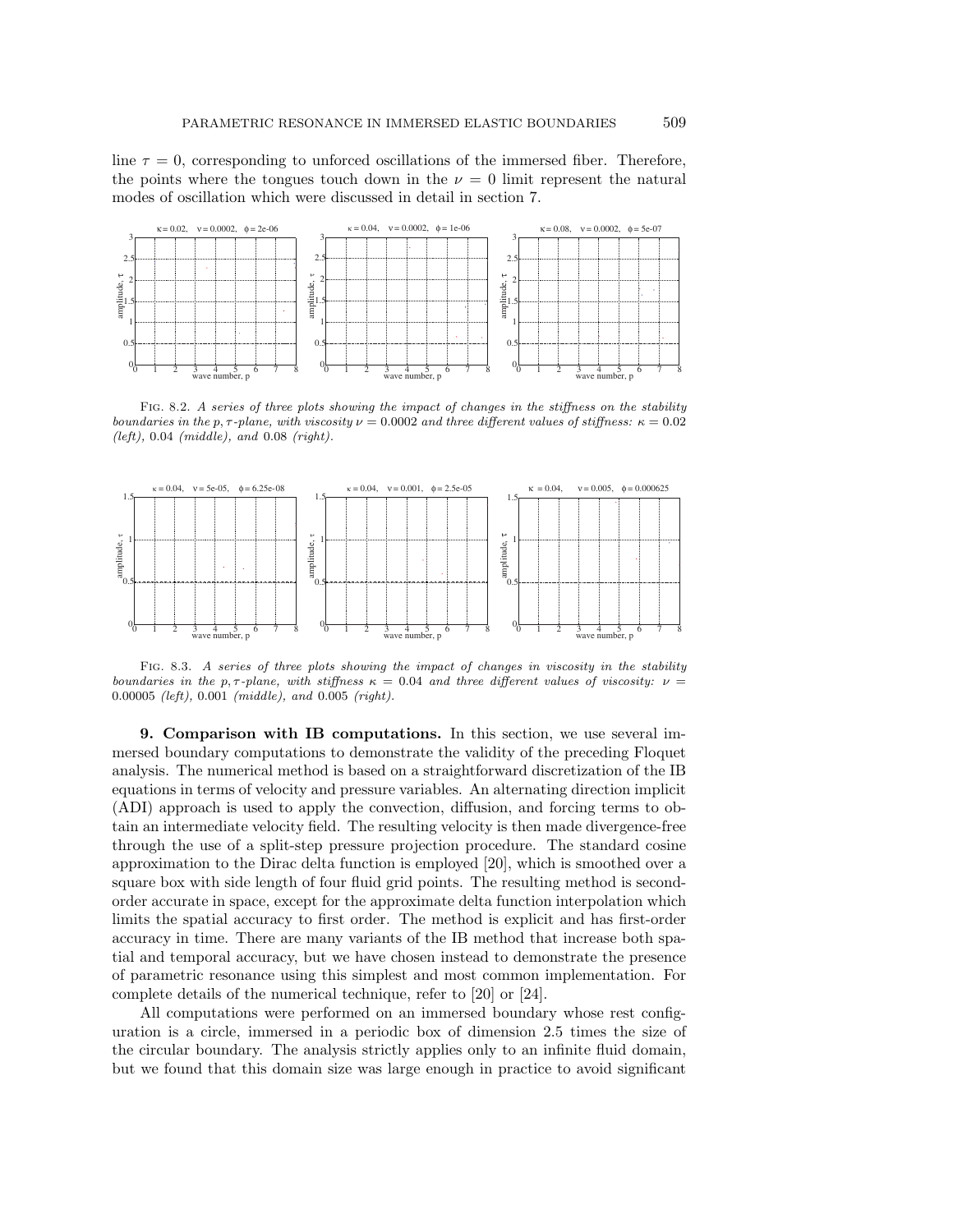line $\tau = 0$, corresponding to unforced oscillations of the immersed fiber. Therefore, the points where the tongues touch down in the $\nu = 0$ limit represent the natural modes of oscillation which were discussed in detail in section 7.

$\kappa = 0.02$, $\nu = 0.0002$, $\phi = 2e\text{-}06$

$\kappa = 0.04$, $\nu = 0.0002$, $\phi = 1e\text{-}06$

$\kappa = 0.08$, $\nu = 0.0002$, $\phi = 5e\text{-}07$

amplitude, $\tau$

wave number, p

0 1 2 3 4 5 6 7 8

0 0.5 1 1.5 2 2.5 3

Fig. 8.2. *A series of three plots showing the impact of changes in the stiffness on the stability boundaries in the $p, \tau$-plane, with viscosity $\nu = 0.0002$ and three different values of stiffness: $\kappa = 0.02$ (left),* 0.04 *(middle), and* 0.08 *(right).*

$\kappa = 0.04$, $\nu = 5e\text{-}05$, $\phi = 6.25e\text{-}08$

$\kappa = 0.04$, $\nu = 0.001$, $\phi = 2.5e\text{-}05$

$\kappa = 0.04$, $\nu = 0.005$, $\phi = 0.000625$

amplitude, $\tau$

wave number, p

0 1 2 3 4 5 6 7 8

0 0.5 1 1.5

Fig. 8.3. *A series of three plots showing the impact of changes in viscosity in the stability boundaries in the $p, \tau$-plane, with stiffness $\kappa = 0.04$ and three different values of viscosity: $\nu =$* 0.00005 *(left),* 0.001 *(middle), and* 0.005 *(right).*

**9. Comparison with IB computations.** In this section, we use several immersed boundary computations to demonstrate the validity of the preceding Floquet analysis. The numerical method is based on a straightforward discretization of the IB equations in terms of velocity and pressure variables. An alternating direction implicit (ADI) approach is used to apply the convection, diffusion, and forcing terms to obtain an intermediate velocity field. The resulting velocity is then made divergence-free through the use of a split-step pressure projection procedure. The standard cosine approximation to the Dirac delta function is employed [20], which is smoothed over a square box with side length of four fluid grid points. The resulting method is second-order accurate in space, except for the approximate delta function interpolation which limits the spatial accuracy to first order. The method is explicit and has first-order accuracy in time. There are many variants of the IB method that increase both spatial and temporal accuracy, but we have chosen instead to demonstrate the presence of parametric resonance using this simplest and most common implementation. For complete details of the numerical technique, refer to [20] or [24].

All computations were performed on an immersed boundary whose rest configuration is a circle, immersed in a periodic box of dimension 2.5 times the size of the circular boundary. The analysis strictly applies only to an infinite fluid domain, but we found that this domain size was large enough in practice to avoid significant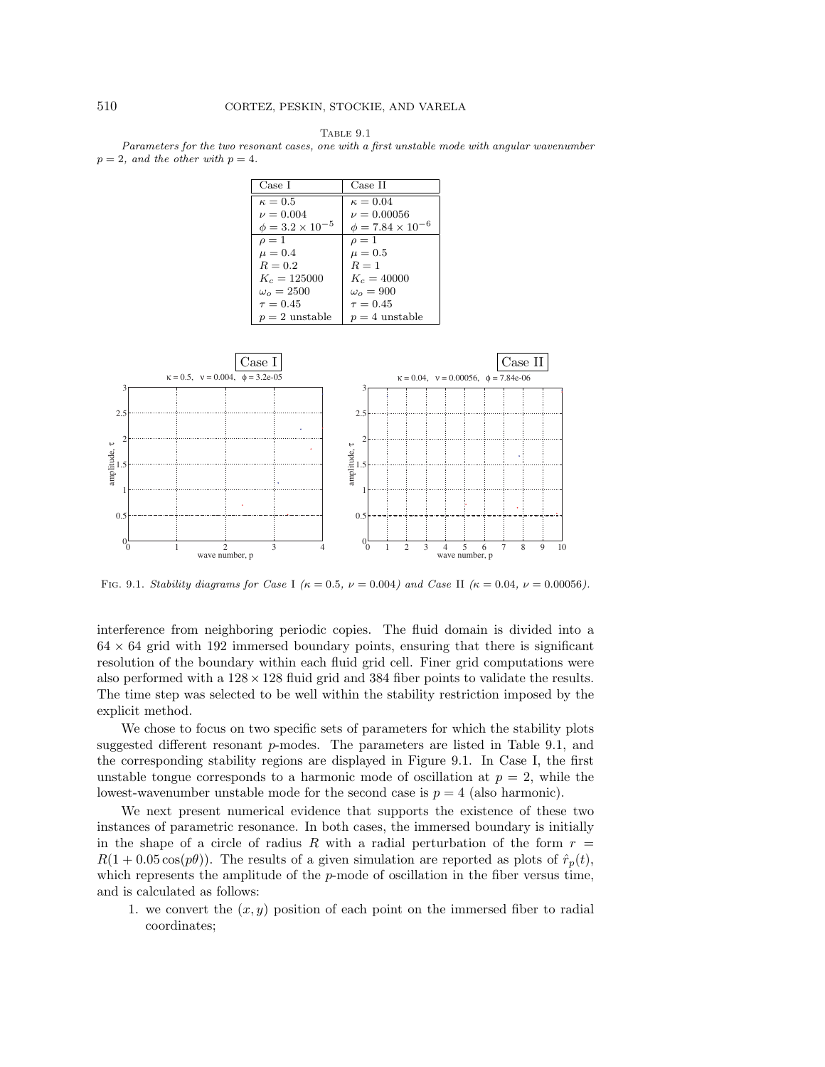Table 9.1

*Parameters for the two resonant cases, one with a first unstable mode with angular wavenumber $p = 2$, and the other with $p = 4$.*

| Case I | Case II |
|---|---|
| $\kappa = 0.5$ | $\kappa = 0.04$ |
| $\nu = 0.004$ | $\nu = 0.00056$ |
| $\phi = 3.2 \times 10^{-5}$ | $\phi = 7.84 \times 10^{-6}$ |
| $\rho = 1$ | $\rho = 1$ |
| $\mu = 0.4$ | $\mu = 0.5$ |
| $R = 0.2$ | $R = 1$ |
| $K_c = 125000$ | $K_c = 40000$ |
| $\omega_o = 2500$ | $\omega_o = 900$ |
| $\tau = 0.45$ | $\tau = 0.45$ |
| $p = 2$ unstable | $p = 4$ unstable |

Case I

κ = 0.5, ν = 0.004, ϕ = 3.2e-05

amplitude, τ

0 0.5 1 1.5 2 2.5 3

0 1 2 3 4

wave number, p

Case II

κ = 0.04, ν = 0.00056, ϕ = 7.84e-06

amplitude, τ

0 0.5 1 1.5 2 2.5 3

0 1 2 3 4 5 6 7 8 9 10

wave number, p

Fig. 9.1. *Stability diagrams for Case* I *($\kappa = 0.5$, $\nu = 0.004$) and Case* II *($\kappa = 0.04$, $\nu = 0.00056$).*

interference from neighboring periodic copies. The fluid domain is divided into a $64 \times 64$ grid with 192 immersed boundary points, ensuring that there is significant resolution of the boundary within each fluid grid cell. Finer grid computations were also performed with a $128 \times 128$ fluid grid and 384 fiber points to validate the results. The time step was selected to be well within the stability restriction imposed by the explicit method.

We chose to focus on two specific sets of parameters for which the stability plots suggested different resonant $p$-modes. The parameters are listed in Table 9.1, and the corresponding stability regions are displayed in Figure 9.1. In Case I, the first unstable tongue corresponds to a harmonic mode of oscillation at $p = 2$, while the lowest-wavenumber unstable mode for the second case is $p = 4$ (also harmonic).

We next present numerical evidence that supports the existence of these two instances of parametric resonance. In both cases, the immersed boundary is initially in the shape of a circle of radius $R$ with a radial perturbation of the form $r = R(1 + 0.05\cos(p\theta))$. The results of a given simulation are reported as plots of $\hat{r}_p(t)$, which represents the amplitude of the $p$-mode of oscillation in the fiber versus time, and is calculated as follows:

1. we convert the $(x, y)$ position of each point on the immersed fiber to radial coordinates;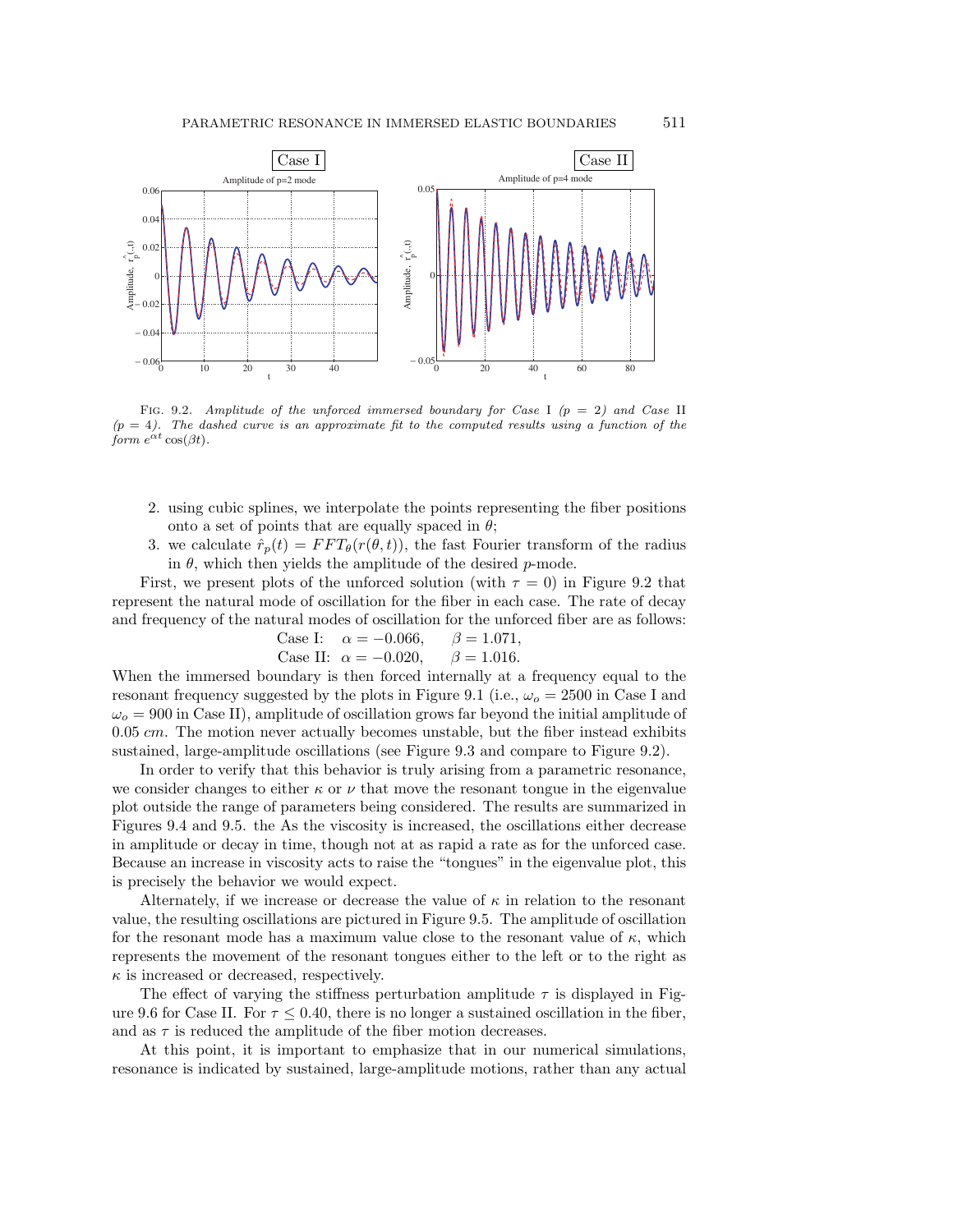Case I

Amplitude of p=2 mode

Amplitude, $\hat{r}_p(.,t)$

0.06
0.04
0.02
0
− 0.02
− 0.04
− 0.06

0 10 20 30 40

t

Case II

Amplitude of p=4 mode

Amplitude, $\hat{r}_p(.,t)$

0.05
0
− 0.05

0 20 40 60 80

t

FIG. 9.2. *Amplitude of the unforced immersed boundary for Case* I *(*$p = 2$*) and Case* II *(*$p = 4$*). The dashed curve is an approximate fit to the computed results using a function of the form* $e^{\alpha t}\cos(\beta t)$.

2. using cubic splines, we interpolate the points representing the fiber positions onto a set of points that are equally spaced in $\theta$;
3. we calculate $\hat{r}_p(t) = FFT_\theta(r(\theta, t))$, the fast Fourier transform of the radius in $\theta$, which then yields the amplitude of the desired $p$-mode.

First, we present plots of the unforced solution (with $\tau = 0$) in Figure 9.2 that represent the natural mode of oscillation for the fiber in each case. The rate of decay and frequency of the natural modes of oscillation for the unforced fiber are as follows:

$$\text{Case I:} \quad \alpha = -0.066, \qquad \beta = 1.071,$$
$$\text{Case II:} \quad \alpha = -0.020, \qquad \beta = 1.016.$$

When the immersed boundary is then forced internally at a frequency equal to the resonant frequency suggested by the plots in Figure 9.1 (i.e., $\omega_o = 2500$ in Case I and $\omega_o = 900$ in Case II), amplitude of oscillation grows far beyond the initial amplitude of $0.05\ cm$. The motion never actually becomes unstable, but the fiber instead exhibits sustained, large-amplitude oscillations (see Figure 9.3 and compare to Figure 9.2).

In order to verify that this behavior is truly arising from a parametric resonance, we consider changes to either $\kappa$ or $\nu$ that move the resonant tongue in the eigenvalue plot outside the range of parameters being considered. The results are summarized in Figures 9.4 and 9.5. the As the viscosity is increased, the oscillations either decrease in amplitude or decay in time, though not at as rapid a rate as for the unforced case. Because an increase in viscosity acts to raise the "tongues" in the eigenvalue plot, this is precisely the behavior we would expect.

Alternately, if we increase or decrease the value of $\kappa$ in relation to the resonant value, the resulting oscillations are pictured in Figure 9.5. The amplitude of oscillation for the resonant mode has a maximum value close to the resonant value of $\kappa$, which represents the movement of the resonant tongues either to the left or to the right as $\kappa$ is increased or decreased, respectively.

The effect of varying the stiffness perturbation amplitude $\tau$ is displayed in Figure 9.6 for Case II. For $\tau \le 0.40$, there is no longer a sustained oscillation in the fiber, and as $\tau$ is reduced the amplitude of the fiber motion decreases.

At this point, it is important to emphasize that in our numerical simulations, resonance is indicated by sustained, large-amplitude motions, rather than any actual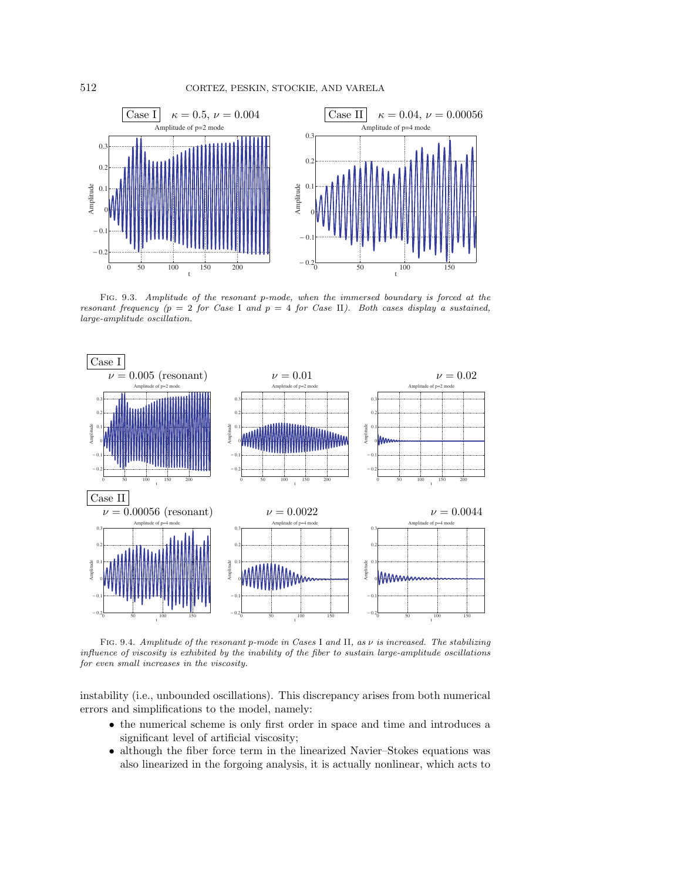Case I $\kappa = 0.5$, $\nu = 0.004$

Amplitude of p=2 mode

Amplitude

t

Case II $\kappa = 0.04$, $\nu = 0.00056$

Amplitude of p=4 mode

Amplitude

t

FIG. 9.3. *Amplitude of the resonant p-mode, when the immersed boundary is forced at the resonant frequency ($p = 2$ for Case* I *and $p = 4$ for Case* II*). Both cases display a sustained, large-amplitude oscillation.*

Case I

$\nu = 0.005$ (resonant)

$\nu = 0.01$

$\nu = 0.02$

Amplitude of p=2 mode

Case II

$\nu = 0.00056$ (resonant)

$\nu = 0.0022$

$\nu = 0.0044$

Amplitude of p=4 mode

FIG. 9.4. *Amplitude of the resonant p-mode in Cases* I *and* II*, as $\nu$ is increased. The stabilizing influence of viscosity is exhibited by the inability of the fiber to sustain large-amplitude oscillations for even small increases in the viscosity.*

instability (i.e., unbounded oscillations). This discrepancy arises from both numerical errors and simplifications to the model, namely:

- the numerical scheme is only first order in space and time and introduces a significant level of artificial viscosity;
- although the fiber force term in the linearized Navier–Stokes equations was also linearized in the forgoing analysis, it is actually nonlinear, which acts to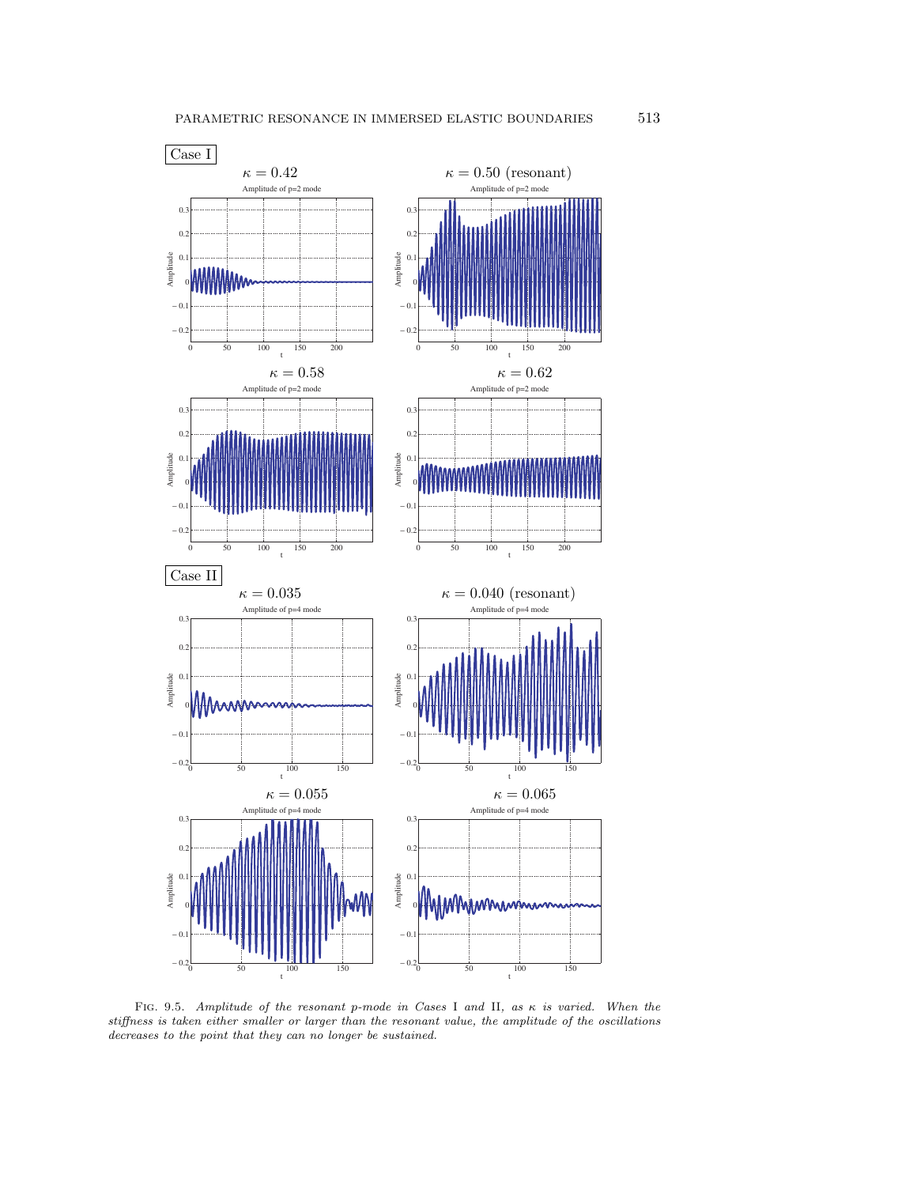Case I

$\kappa = 0.42$

Amplitude of p=2 mode

Amplitude

0.3
0.2
0.1
0
− 0.1
− 0.2

0 50 100 150 200

t

$\kappa = 0.50$ (resonant)

Amplitude of p=2 mode

Amplitude

0.3
0.2
0.1
0
− 0.1
− 0.2

0 50 100 150 200

t

$\kappa = 0.58$

Amplitude of p=2 mode

Amplitude

0.3
0.2
0.1
0
− 0.1
− 0.2

0 50 100 150 200

t

$\kappa = 0.62$

Amplitude of p=2 mode

Amplitude

0.3
0.2
0.1
0
− 0.1
− 0.2

0 50 100 150 200

t

Case II

$\kappa = 0.035$

Amplitude of p=4 mode

Amplitude

0.3
0.2
0.1
0
− 0.1
− 0.2

0 50 100 150

t

$\kappa = 0.040$ (resonant)

Amplitude of p=4 mode

Amplitude

0.3
0.2
0.1
0
− 0.1
− 0.2

0 50 100 150

t

$\kappa = 0.055$

Amplitude of p=4 mode

Amplitude

0.3
0.2
0.1
0
− 0.1
− 0.2

0 50 100 150

t

$\kappa = 0.065$

Amplitude of p=4 mode

Amplitude

0.3
0.2
0.1
0
− 0.1
− 0.2

0 50 100 150

t

FIG. 9.5. *Amplitude of the resonant p-mode in Cases* I *and* II, *as* $\kappa$ *is varied. When the stiffness is taken either smaller or larger than the resonant value, the amplitude of the oscillations decreases to the point that they can no longer be sustained.*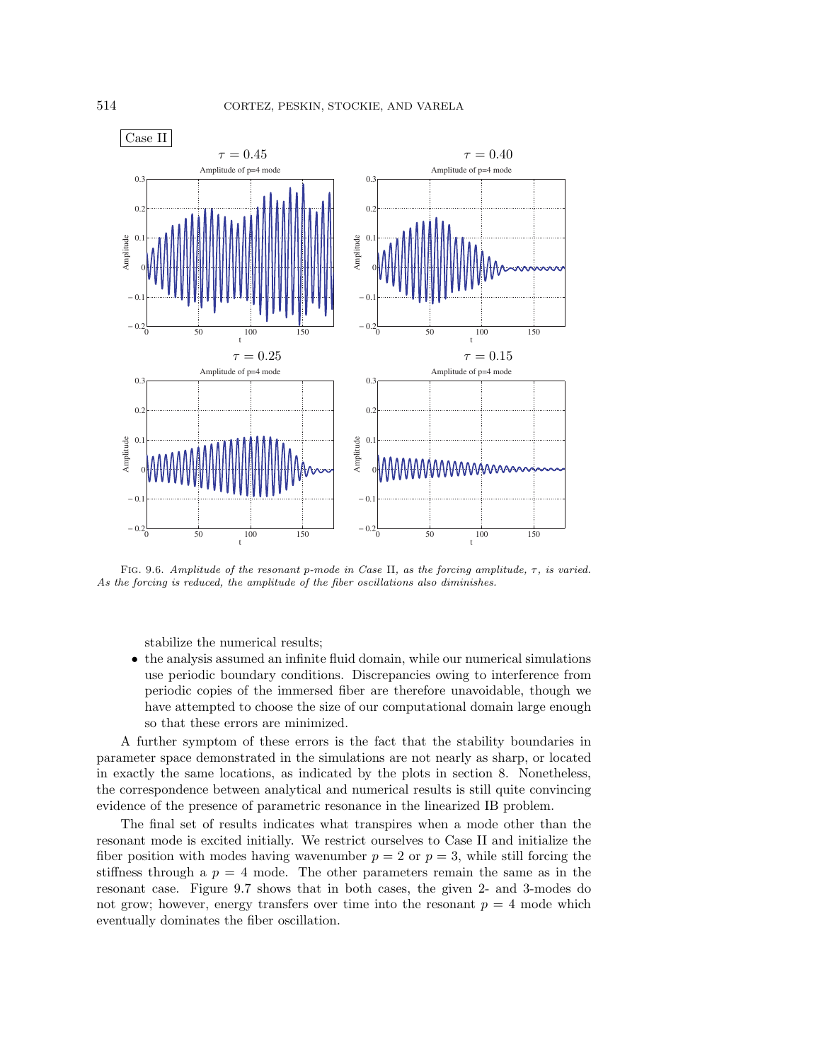Case II

$\tau = 0.45$

Amplitude of p=4 mode

Amplitude

t

0.3
0.2
0.1
0
− 0.1
− 0.2

0
50
100
150

$\tau = 0.40$

Amplitude of p=4 mode

Amplitude

t

0.3
0.2
0.1
0
− 0.1
− 0.2

0
50
100
150

$\tau = 0.25$

Amplitude of p=4 mode

Amplitude

t

0.3
0.2
0.1
0
− 0.1
− 0.2

0
50
100
150

$\tau = 0.15$

Amplitude of p=4 mode

Amplitude

t

0.3
0.2
0.1
0
− 0.1
− 0.2

0
50
100
150

FIG. 9.6. *Amplitude of the resonant p-mode in Case* II*, as the forcing amplitude, $\tau$, is varied. As the forcing is reduced, the amplitude of the fiber oscillations also diminishes.*

stabilize the numerical results;

- the analysis assumed an infinite fluid domain, while our numerical simulations use periodic boundary conditions. Discrepancies owing to interference from periodic copies of the immersed fiber are therefore unavoidable, though we have attempted to choose the size of our computational domain large enough so that these errors are minimized.

A further symptom of these errors is the fact that the stability boundaries in parameter space demonstrated in the simulations are not nearly as sharp, or located in exactly the same locations, as indicated by the plots in section 8. Nonetheless, the correspondence between analytical and numerical results is still quite convincing evidence of the presence of parametric resonance in the linearized IB problem.

The final set of results indicates what transpires when a mode other than the resonant mode is excited initially. We restrict ourselves to Case II and initialize the fiber position with modes having wavenumber $p = 2$ or $p = 3$, while still forcing the stiffness through a $p = 4$ mode. The other parameters remain the same as in the resonant case. Figure 9.7 shows that in both cases, the given 2- and 3-modes do not grow; however, energy transfers over time into the resonant $p = 4$ mode which eventually dominates the fiber oscillation.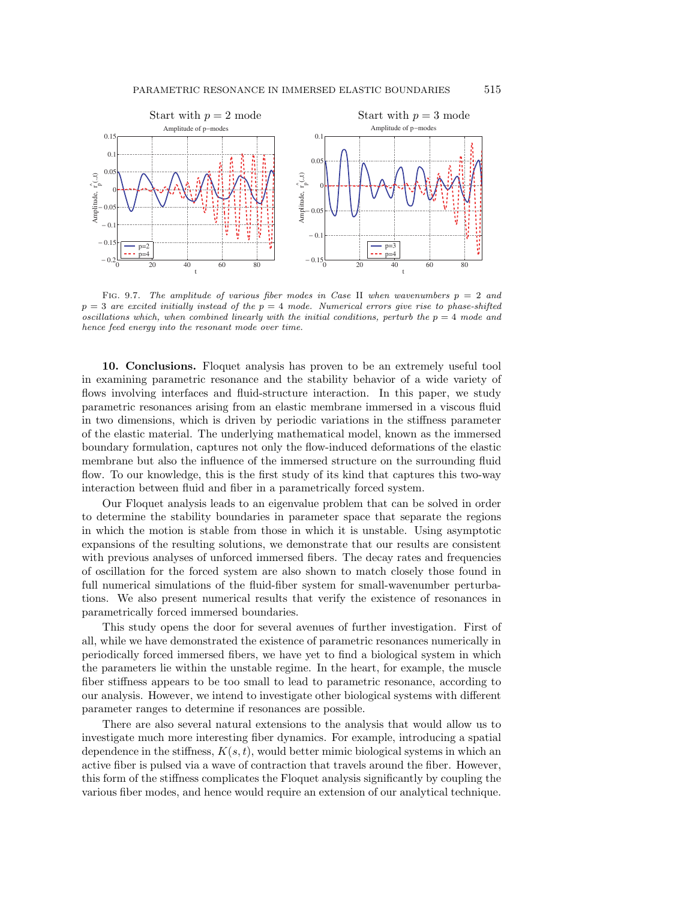Start with $p = 2$ mode

Amplitude of p−modes

Amplitude, $\hat{r}_p(.,t)$

0.15
0.1
0.05
0
−0.05
−0.1
−0.15
−0.2

0 20 40 60 80

t

p=2
p=4

Start with $p = 3$ mode

Amplitude of p−modes

Amplitude, $\hat{r}_p(.,t)$

0.1
0.05
0
−0.05
−0.1
−0.15

0 20 40 60 80

t

p=3
p=4

Fig. 9.7. *The amplitude of various fiber modes in Case* II *when wavenumbers $p = 2$ and $p = 3$ are excited initially instead of the $p = 4$ mode. Numerical errors give rise to phase-shifted oscillations which, when combined linearly with the initial conditions, perturb the $p = 4$ mode and hence feed energy into the resonant mode over time.*

**10. Conclusions.** Floquet analysis has proven to be an extremely useful tool in examining parametric resonance and the stability behavior of a wide variety of flows involving interfaces and fluid-structure interaction. In this paper, we study parametric resonances arising from an elastic membrane immersed in a viscous fluid in two dimensions, which is driven by periodic variations in the stiffness parameter of the elastic material. The underlying mathematical model, known as the immersed boundary formulation, captures not only the flow-induced deformations of the elastic membrane but also the influence of the immersed structure on the surrounding fluid flow. To our knowledge, this is the first study of its kind that captures this two-way interaction between fluid and fiber in a parametrically forced system.

Our Floquet analysis leads to an eigenvalue problem that can be solved in order to determine the stability boundaries in parameter space that separate the regions in which the motion is stable from those in which it is unstable. Using asymptotic expansions of the resulting solutions, we demonstrate that our results are consistent with previous analyses of unforced immersed fibers. The decay rates and frequencies of oscillation for the forced system are also shown to match closely those found in full numerical simulations of the fluid-fiber system for small-wavenumber perturbations. We also present numerical results that verify the existence of resonances in parametrically forced immersed boundaries.

This study opens the door for several avenues of further investigation. First of all, while we have demonstrated the existence of parametric resonances numerically in periodically forced immersed fibers, we have yet to find a biological system in which the parameters lie within the unstable regime. In the heart, for example, the muscle fiber stiffness appears to be too small to lead to parametric resonance, according to our analysis. However, we intend to investigate other biological systems with different parameter ranges to determine if resonances are possible.

There are also several natural extensions to the analysis that would allow us to investigate much more interesting fiber dynamics. For example, introducing a spatial dependence in the stiffness, $K(s, t)$, would better mimic biological systems in which an active fiber is pulsed via a wave of contraction that travels around the fiber. However, this form of the stiffness complicates the Floquet analysis significantly by coupling the various fiber modes, and hence would require an extension of our analytical technique.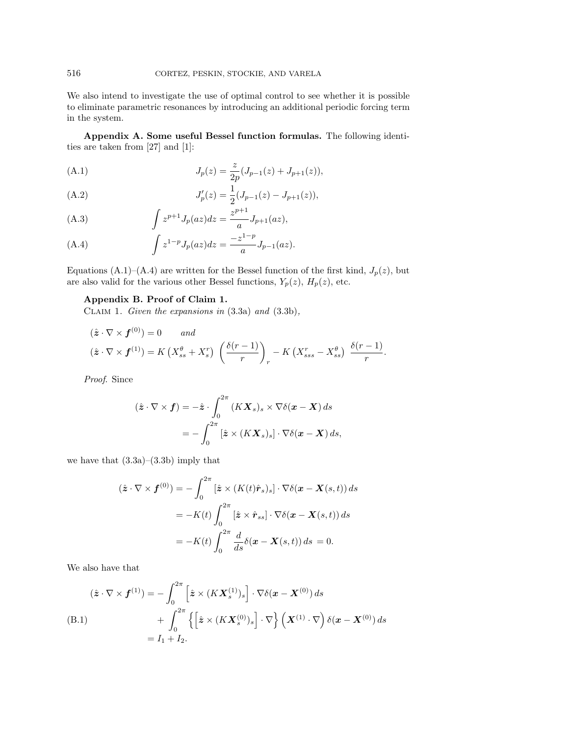We also intend to investigate the use of optimal control to see whether it is possible to eliminate parametric resonances by introducing an additional periodic forcing term in the system.

## Appendix A. Some useful Bessel function formulas.

The following identities are taken from [27] and [1]:

$$J_p(z) = \frac{z}{2p}(J_{p-1}(z) + J_{p+1}(z)), \tag{A.1}$$

$$J_p'(z) = \frac{1}{2}(J_{p-1}(z) - J_{p+1}(z)), \tag{A.2}$$

$$\int z^{p+1} J_p(az)dz = \frac{z^{p+1}}{a} J_{p+1}(az), \tag{A.3}$$

$$\int z^{1-p} J_p(az)dz = \frac{-z^{1-p}}{a} J_{p-1}(az). \tag{A.4}$$

Equations (A.1)–(A.4) are written for the Bessel function of the first kind, $J_p(z)$, but are also valid for the various other Bessel functions, $Y_p(z)$, $H_p(z)$, etc.

## Appendix B. Proof of Claim 1.

Claim 1. *Given the expansions in* (3.3a) *and* (3.3b),

$$(\hat{\boldsymbol{z}} \cdot \nabla \times \boldsymbol{f}^{(0)}) = 0 \qquad \textit{and}$$

$$(\hat{\boldsymbol{z}} \cdot \nabla \times \boldsymbol{f}^{(1)}) = K\left(X_{ss}^{\theta} + X_{s}^{r}\right) \left(\frac{\delta(r-1)}{r}\right)_r - K\left(X_{sss}^{r} - X_{ss}^{\theta}\right) \frac{\delta(r-1)}{r}.$$

*Proof.* Since

$$\begin{aligned}
(\hat{\boldsymbol{z}} \cdot \nabla \times \boldsymbol{f}) &= -\hat{\boldsymbol{z}} \cdot \int_0^{2\pi} (K\boldsymbol{X}_s)_s \times \nabla\delta(\boldsymbol{x} - \boldsymbol{X})\, ds \\
&= -\int_0^{2\pi} [\hat{\boldsymbol{z}} \times (K\boldsymbol{X}_s)_s] \cdot \nabla\delta(\boldsymbol{x} - \boldsymbol{X})\, ds,
\end{aligned}$$

we have that (3.3a)–(3.3b) imply that

$$\begin{aligned}
(\hat{\boldsymbol{z}} \cdot \nabla \times \boldsymbol{f}^{(0)}) &= -\int_0^{2\pi} [\hat{\boldsymbol{z}} \times (K(t)\hat{\boldsymbol{r}}_s)_s] \cdot \nabla\delta(\boldsymbol{x} - \boldsymbol{X}(s,t))\, ds \\
&= -K(t)\int_0^{2\pi} [\hat{\boldsymbol{z}} \times \hat{\boldsymbol{r}}_{ss}] \cdot \nabla\delta(\boldsymbol{x} - \boldsymbol{X}(s,t))\, ds \\
&= -K(t)\int_0^{2\pi} \frac{d}{ds}\delta(\boldsymbol{x} - \boldsymbol{X}(s,t))\, ds = 0.
\end{aligned}$$

We also have that

$$\begin{aligned}
(\hat{\boldsymbol{z}} \cdot \nabla \times \boldsymbol{f}^{(1)}) &= -\int_0^{2\pi} \left[\hat{\boldsymbol{z}} \times (K\boldsymbol{X}_s^{(1)})_s\right] \cdot \nabla\delta(\boldsymbol{x} - \boldsymbol{X}^{(0)})\, ds \\
&\quad + \int_0^{2\pi} \left\{\left[\hat{\boldsymbol{z}} \times (K\boldsymbol{X}_s^{(0)})_s\right] \cdot \nabla\right\} \left(\boldsymbol{X}^{(1)} \cdot \nabla\right) \delta(\boldsymbol{x} - \boldsymbol{X}^{(0)})\, ds \\
&= I_1 + I_2.
\end{aligned} \tag{B.1}$$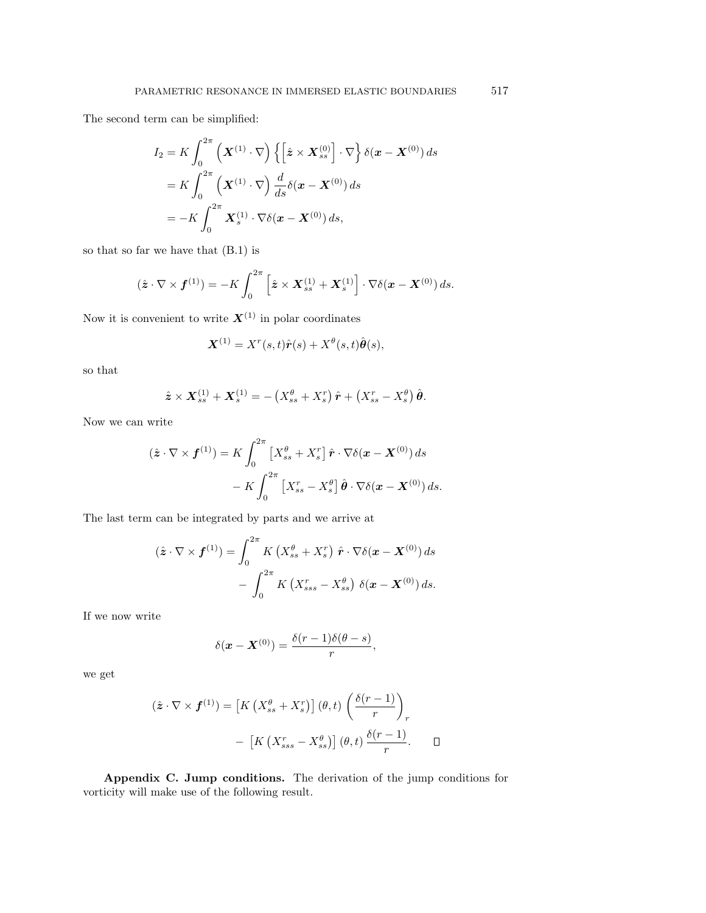The second term can be simplified:

$$
\begin{aligned}
I_2 &= K \int_0^{2\pi} \left( \boldsymbol{X}^{(1)} \cdot \nabla \right) \left\{ \left[ \hat{\boldsymbol{z}} \times \boldsymbol{X}_{ss}^{(0)} \right] \cdot \nabla \right\} \delta(\boldsymbol{x} - \boldsymbol{X}^{(0)})\, ds \\
&= K \int_0^{2\pi} \left( \boldsymbol{X}^{(1)} \cdot \nabla \right) \frac{d}{ds} \delta(\boldsymbol{x} - \boldsymbol{X}^{(0)})\, ds \\
&= -K \int_0^{2\pi} \boldsymbol{X}_s^{(1)} \cdot \nabla \delta(\boldsymbol{x} - \boldsymbol{X}^{(0)})\, ds,
\end{aligned}
$$

so that so far we have that (B.1) is

$$
(\hat{\boldsymbol{z}} \cdot \nabla \times \boldsymbol{f}^{(1)}) = -K \int_0^{2\pi} \left[ \hat{\boldsymbol{z}} \times \boldsymbol{X}_{ss}^{(1)} + \boldsymbol{X}_s^{(1)} \right] \cdot \nabla \delta(\boldsymbol{x} - \boldsymbol{X}^{(0)})\, ds.
$$

Now it is convenient to write $\boldsymbol{X}^{(1)}$ in polar coordinates

$$
\boldsymbol{X}^{(1)} = X^r(s,t) \hat{\boldsymbol{r}}(s) + X^\theta(s,t) \hat{\boldsymbol{\theta}}(s),
$$

so that

$$
\hat{\boldsymbol{z}} \times \boldsymbol{X}_{ss}^{(1)} + \boldsymbol{X}_s^{(1)} = -\left( X_{ss}^\theta + X_s^r \right) \hat{\boldsymbol{r}} + \left( X_{ss}^r - X_s^\theta \right) \hat{\boldsymbol{\theta}}.
$$

Now we can write

$$
\begin{aligned}
(\hat{\boldsymbol{z}} \cdot \nabla \times \boldsymbol{f}^{(1)}) = K \int_0^{2\pi} &\left[ X_{ss}^\theta + X_s^r \right] \hat{\boldsymbol{r}} \cdot \nabla \delta(\boldsymbol{x} - \boldsymbol{X}^{(0)})\, ds \\
&- K \int_0^{2\pi} \left[ X_{ss}^r - X_s^\theta \right] \hat{\boldsymbol{\theta}} \cdot \nabla \delta(\boldsymbol{x} - \boldsymbol{X}^{(0)})\, ds.
\end{aligned}
$$

The last term can be integrated by parts and we arrive at

$$
\begin{aligned}
(\hat{\boldsymbol{z}} \cdot \nabla \times \boldsymbol{f}^{(1)}) = \int_0^{2\pi} &K \left( X_{ss}^\theta + X_s^r \right) \hat{\boldsymbol{r}} \cdot \nabla \delta(\boldsymbol{x} - \boldsymbol{X}^{(0)})\, ds \\
&- \int_0^{2\pi} K \left( X_{sss}^r - X_{ss}^\theta \right) \delta(\boldsymbol{x} - \boldsymbol{X}^{(0)})\, ds.
\end{aligned}
$$

If we now write

$$
\delta(\boldsymbol{x} - \boldsymbol{X}^{(0)}) = \frac{\delta(r-1)\delta(\theta - s)}{r},
$$

we get

$$
\begin{aligned}
(\hat{\boldsymbol{z}} \cdot \nabla \times \boldsymbol{f}^{(1)}) = &\left[ K \left( X_{ss}^\theta + X_s^r \right) \right](\theta, t) \left( \frac{\delta(r-1)}{r} \right)_r \\
&- \left[ K \left( X_{sss}^r - X_{ss}^\theta \right) \right](\theta, t) \frac{\delta(r-1)}{r}. \qquad \square
\end{aligned}
$$

**Appendix C. Jump conditions.** The derivation of the jump conditions for vorticity will make use of the following result.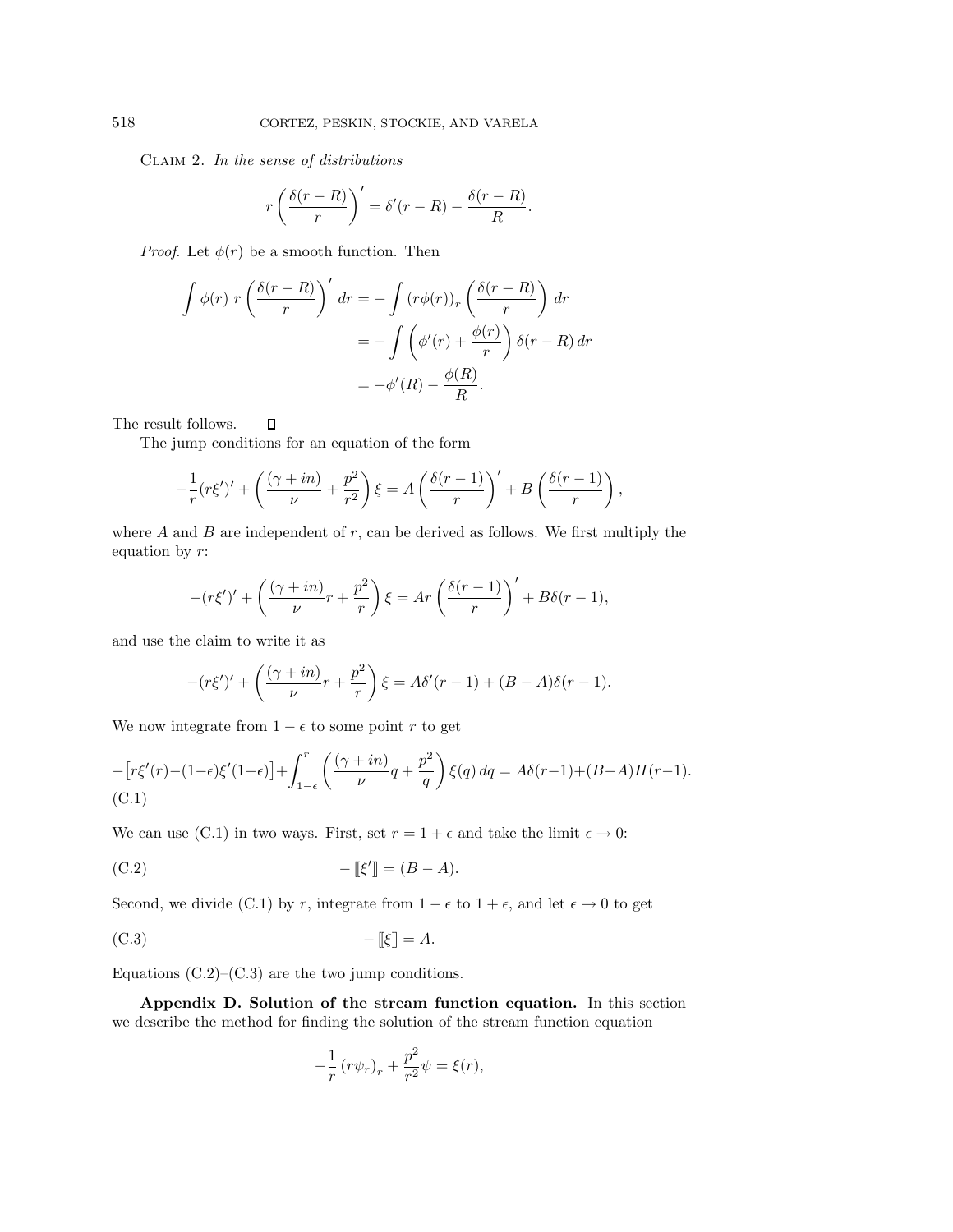Claim 2. *In the sense of distributions*

$$r\left(\frac{\delta(r-R)}{r}\right)' = \delta'(r-R) - \frac{\delta(r-R)}{R}.$$

*Proof.* Let $\phi(r)$ be a smooth function. Then

$$\begin{aligned}
\int \phi(r)\, r\left(\frac{\delta(r-R)}{r}\right)' dr &= -\int (r\phi(r))_r \left(\frac{\delta(r-R)}{r}\right) dr \\
&= -\int \left(\phi'(r) + \frac{\phi(r)}{r}\right)\delta(r-R)\, dr \\
&= -\phi'(R) - \frac{\phi(R)}{R}.
\end{aligned}$$

The result follows. $\square$

The jump conditions for an equation of the form

$$-\frac{1}{r}(r\xi')' + \left(\frac{(\gamma + in)}{\nu} + \frac{p^2}{r^2}\right)\xi = A\left(\frac{\delta(r-1)}{r}\right)' + B\left(\frac{\delta(r-1)}{r}\right),$$

where $A$ and $B$ are independent of $r$, can be derived as follows. We first multiply the equation by $r$:

$$-(r\xi')' + \left(\frac{(\gamma + in)}{\nu}r + \frac{p^2}{r}\right)\xi = Ar\left(\frac{\delta(r-1)}{r}\right)' + B\delta(r-1),$$

and use the claim to write it as

$$-(r\xi')' + \left(\frac{(\gamma + in)}{\nu}r + \frac{p^2}{r}\right)\xi = A\delta'(r-1) + (B-A)\delta(r-1).$$

We now integrate from $1-\epsilon$ to some point $r$ to get

$$-\left[r\xi'(r) - (1-\epsilon)\xi'(1-\epsilon)\right] + \int_{1-\epsilon}^{r}\left(\frac{(\gamma + in)}{\nu}q + \frac{p^2}{q}\right)\xi(q)\, dq = A\delta(r-1) + (B-A)H(r-1). \tag{C.1}$$

We can use (C.1) in two ways. First, set $r = 1+\epsilon$ and take the limit $\epsilon \to 0$:

$$-[\![\xi']\!] = (B-A). \tag{C.2}$$

Second, we divide (C.1) by $r$, integrate from $1-\epsilon$ to $1+\epsilon$, and let $\epsilon \to 0$ to get

$$-[\![\xi]\!] = A. \tag{C.3}$$

Equations (C.2)–(C.3) are the two jump conditions.

## Appendix D. Solution of the stream function equation.

In this section we describe the method for finding the solution of the stream function equation

$$-\frac{1}{r}\left(r\psi_r\right)_r + \frac{p^2}{r^2}\psi = \xi(r),$$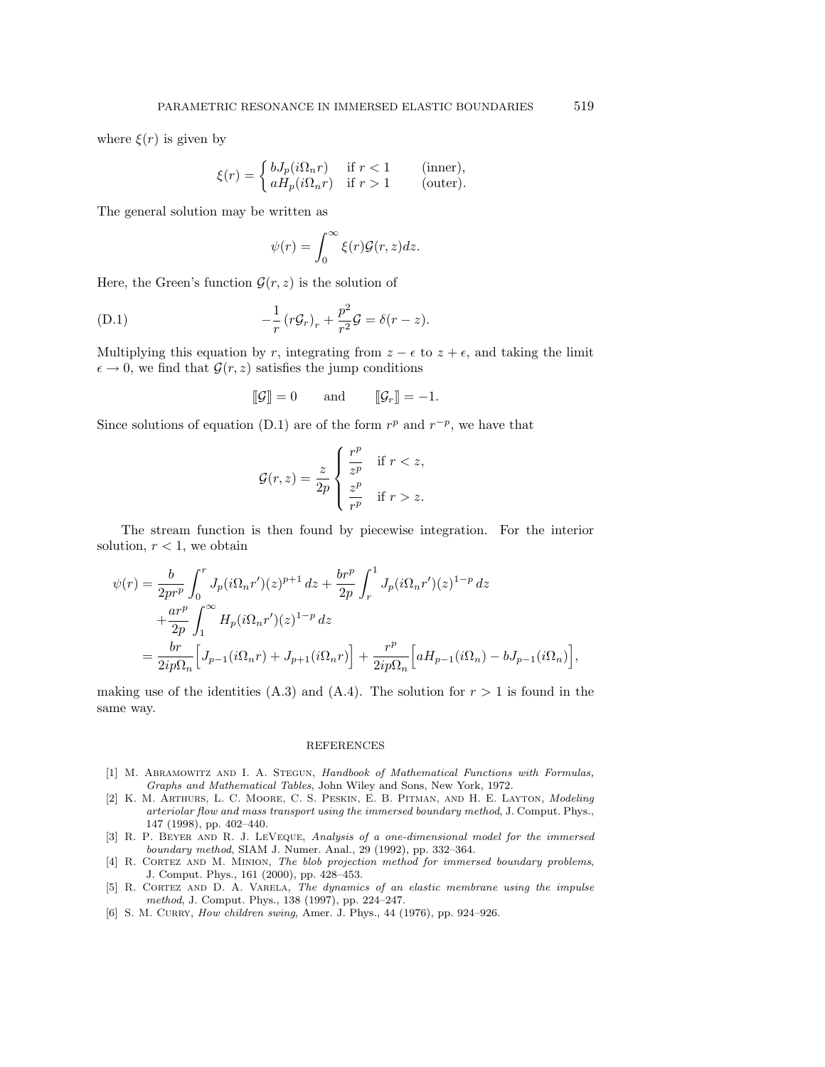where $\xi(r)$ is given by

$$\xi(r) = \begin{cases} bJ_p(i\Omega_n r) & \text{if } r < 1 \qquad \text{(inner)}, \\ aH_p(i\Omega_n r) & \text{if } r > 1 \qquad \text{(outer)}. \end{cases}$$

The general solution may be written as

$$\psi(r) = \int_0^\infty \xi(r)\mathcal{G}(r,z)dz.$$

Here, the Green's function $\mathcal{G}(r,z)$ is the solution of

$$-\frac{1}{r}\left(r\mathcal{G}_r\right)_r + \frac{p^2}{r^2}\mathcal{G} = \delta(r-z). \tag{D.1}$$

Multiplying this equation by $r$, integrating from $z-\epsilon$ to $z+\epsilon$, and taking the limit $\epsilon \to 0$, we find that $\mathcal{G}(r,z)$ satisfies the jump conditions

$$[\![\mathcal{G}]\!] = 0 \qquad \text{and} \qquad [\![\mathcal{G}_r]\!] = -1.$$

Since solutions of equation (D.1) are of the form $r^p$ and $r^{-p}$, we have that

$$\mathcal{G}(r,z) = \frac{z}{2p}\begin{cases} \dfrac{r^p}{z^p} & \text{if } r < z, \\[2mm] \dfrac{z^p}{r^p} & \text{if } r > z. \end{cases}$$

The stream function is then found by piecewise integration. For the interior solution, $r < 1$, we obtain

$$\begin{aligned}
\psi(r) &= \frac{b}{2pr^p}\int_0^r J_p(i\Omega_n r')(z)^{p+1}\,dz + \frac{br^p}{2p}\int_r^1 J_p(i\Omega_n r')(z)^{1-p}\,dz \\
&\quad + \frac{ar^p}{2p}\int_1^\infty H_p(i\Omega_n r')(z)^{1-p}\,dz \\
&= \frac{br}{2ip\Omega_n}\Big[J_{p-1}(i\Omega_n r) + J_{p+1}(i\Omega_n r)\Big] + \frac{r^p}{2ip\Omega_n}\Big[aH_{p-1}(i\Omega_n) - bJ_{p-1}(i\Omega_n)\Big],
\end{aligned}$$

making use of the identities (A.3) and (A.4). The solution for $r > 1$ is found in the same way.

## REFERENCES

[1] M. Abramowitz and I. A. Stegun, *Handbook of Mathematical Functions with Formulas, Graphs and Mathematical Tables*, John Wiley and Sons, New York, 1972.

[2] K. M. Arthurs, L. C. Moore, C. S. Peskin, E. B. Pitman, and H. E. Layton, *Modeling arteriolar flow and mass transport using the immersed boundary method*, J. Comput. Phys., 147 (1998), pp. 402–440.

[3] R. P. Beyer and R. J. LeVeque, *Analysis of a one-dimensional model for the immersed boundary method*, SIAM J. Numer. Anal., 29 (1992), pp. 332–364.

[4] R. Cortez and M. Minion, *The blob projection method for immersed boundary problems*, J. Comput. Phys., 161 (2000), pp. 428–453.

[5] R. Cortez and D. A. Varela, *The dynamics of an elastic membrane using the impulse method*, J. Comput. Phys., 138 (1997), pp. 224–247.

[6] S. M. Curry, *How children swing*, Amer. J. Phys., 44 (1976), pp. 924–926.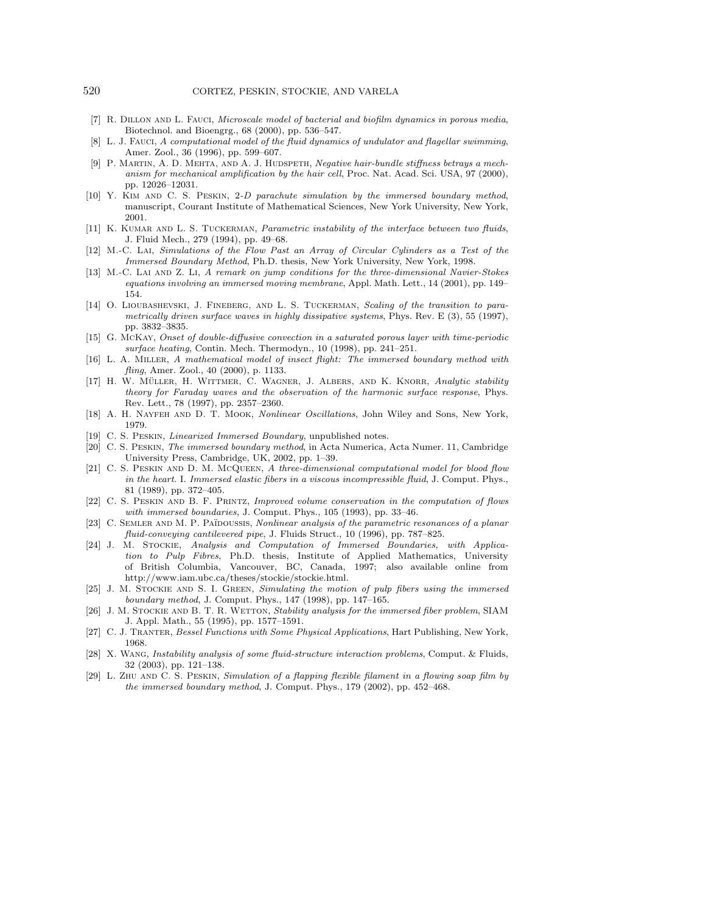[7] R. Dillon and L. Fauci, *Microscale model of bacterial and biofilm dynamics in porous media*, Biotechnol. and Bioengrg., 68 (2000), pp. 536–547.

[8] L. J. Fauci, *A computational model of the fluid dynamics of undulator and flagellar swimming*, Amer. Zool., 36 (1996), pp. 599–607.

[9] P. Martin, A. D. Mehta, and A. J. Hudspeth, *Negative hair-bundle stiffness betrays a mechanism for mechanical amplification by the hair cell*, Proc. Nat. Acad. Sci. USA, 97 (2000), pp. 12026–12031.

[10] Y. Kim and C. S. Peskin, *2-D parachute simulation by the immersed boundary method*, manuscript, Courant Institute of Mathematical Sciences, New York University, New York, 2001.

[11] K. Kumar and L. S. Tuckerman, *Parametric instability of the interface between two fluids*, J. Fluid Mech., 279 (1994), pp. 49–68.

[12] M.-C. Lai, *Simulations of the Flow Past an Array of Circular Cylinders as a Test of the Immersed Boundary Method*, Ph.D. thesis, New York University, New York, 1998.

[13] M.-C. Lai and Z. Li, *A remark on jump conditions for the three-dimensional Navier-Stokes equations involving an immersed moving membrane*, Appl. Math. Lett., 14 (2001), pp. 149–154.

[14] O. Lioubashevski, J. Fineberg, and L. S. Tuckerman, *Scaling of the transition to parametrically driven surface waves in highly dissipative systems*, Phys. Rev. E (3), 55 (1997), pp. 3832–3835.

[15] G. McKay, *Onset of double-diffusive convection in a saturated porous layer with time-periodic surface heating*, Contin. Mech. Thermodyn., 10 (1998), pp. 241–251.

[16] L. A. Miller, *A mathematical model of insect flight: The immersed boundary method with fling*, Amer. Zool., 40 (2000), p. 1133.

[17] H. W. Müller, H. Wittmer, C. Wagner, J. Albers, and K. Knorr, *Analytic stability theory for Faraday waves and the observation of the harmonic surface response*, Phys. Rev. Lett., 78 (1997), pp. 2357–2360.

[18] A. H. Nayfeh and D. T. Mook, *Nonlinear Oscillations*, John Wiley and Sons, New York, 1979.

[19] C. S. Peskin, *Linearized Immersed Boundary*, unpublished notes.

[20] C. S. Peskin, *The immersed boundary method*, in Acta Numerica, Acta Numer. 11, Cambridge University Press, Cambridge, UK, 2002, pp. 1–39.

[21] C. S. Peskin and D. M. McQueen, *A three-dimensional computational model for blood flow in the heart.* I. *Immersed elastic fibers in a viscous incompressible fluid*, J. Comput. Phys., 81 (1989), pp. 372–405.

[22] C. S. Peskin and B. F. Printz, *Improved volume conservation in the computation of flows with immersed boundaries*, J. Comput. Phys., 105 (1993), pp. 33–46.

[23] C. Semler and M. P. Païdoussis, *Nonlinear analysis of the parametric resonances of a planar fluid-conveying cantilevered pipe*, J. Fluids Struct., 10 (1996), pp. 787–825.

[24] J. M. Stockie, *Analysis and Computation of Immersed Boundaries, with Application to Pulp Fibres*, Ph.D. thesis, Institute of Applied Mathematics, University of British Columbia, Vancouver, BC, Canada, 1997; also available online from http://www.iam.ubc.ca/theses/stockie/stockie.html.

[25] J. M. Stockie and S. I. Green, *Simulating the motion of pulp fibers using the immersed boundary method*, J. Comput. Phys., 147 (1998), pp. 147–165.

[26] J. M. Stockie and B. T. R. Wetton, *Stability analysis for the immersed fiber problem*, SIAM J. Appl. Math., 55 (1995), pp. 1577–1591.

[27] C. J. Tranter, *Bessel Functions with Some Physical Applications*, Hart Publishing, New York, 1968.

[28] X. Wang, *Instability analysis of some fluid-structure interaction problems*, Comput. & Fluids, 32 (2003), pp. 121–138.

[29] L. Zhu and C. S. Peskin, *Simulation of a flapping flexible filament in a flowing soap film by the immersed boundary method*, J. Comput. Phys., 179 (2002), pp. 452–468.